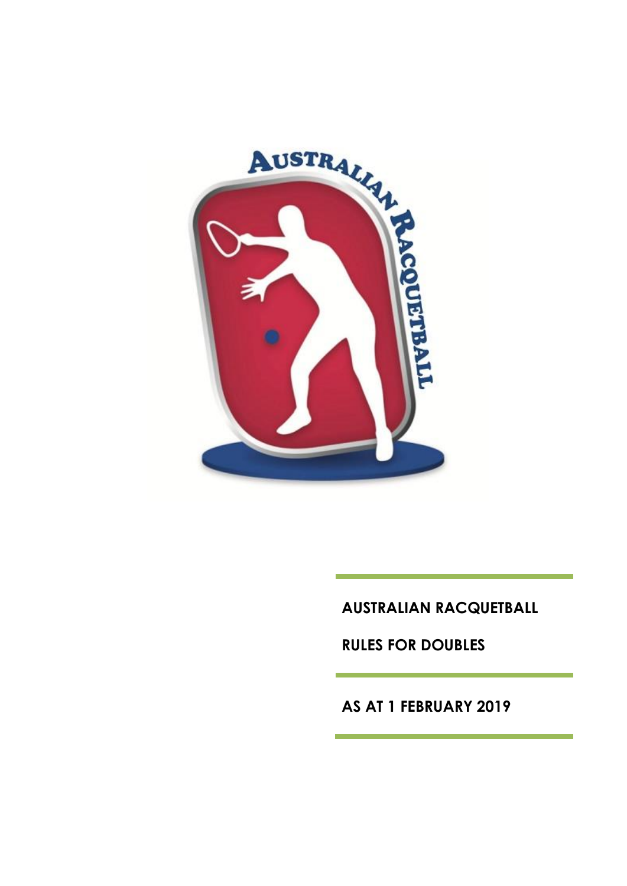AUSTRALIAN RACQUETBALL

RULES FOR DOUBLES

AS AT 1 FEBRUARY 2019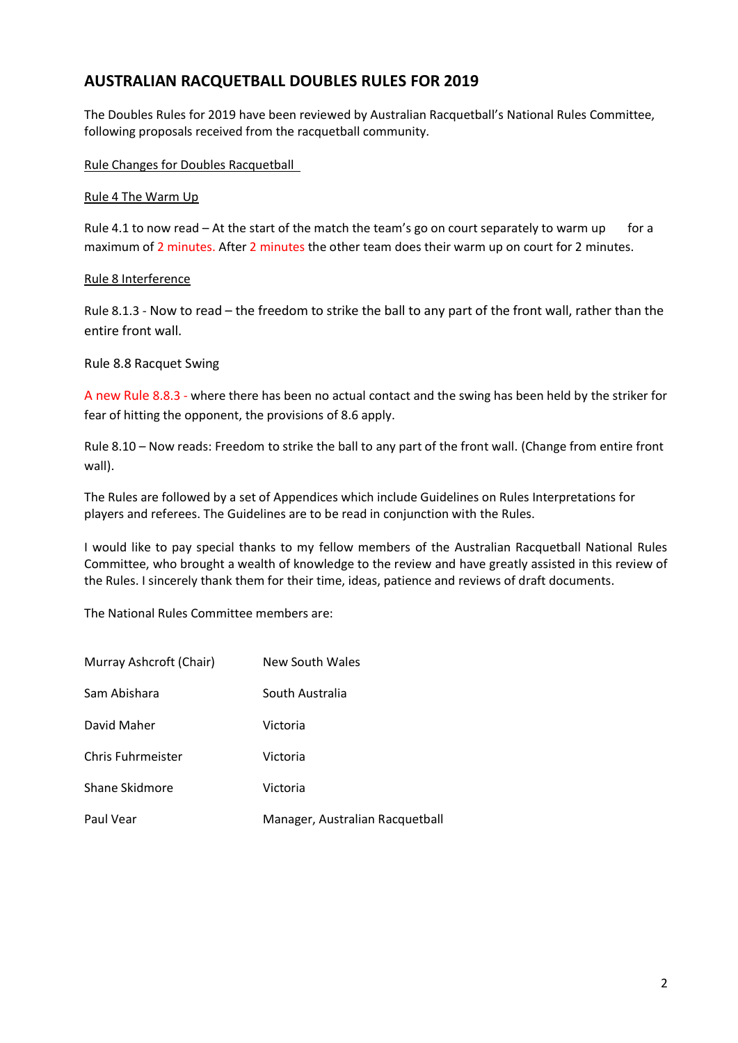## AUSTRALIAN RACQUETBALL DOUBLES RULES FOR 2019

The Doubles Rules for 2019 have been reviewed by Australian Racquetball's National Rules Committee, following proposals received from the racquetball community.

Rule Changes for Doubles Racquetball

Rule 4 The Warm Up

Rule 4.1 to now read – At the start of the match the team's go on court separately to warm up for a maximum of 2 minutes. After 2 minutes the other team does their warm up on court for 2 minutes.

Rule 8 Interference

Rule 8.1.3 - Now to read – the freedom to strike the ball to any part of the front wall, rather than the entire front wall.

Rule 8.8 Racquet Swing

A new Rule 8.8.3 - where there has been no actual contact and the swing has been held by the striker for fear of hitting the opponent, the provisions of 8.6 apply.

Rule 8.10 – Now reads: Freedom to strike the ball to any part of the front wall. (Change from entire front wall).

The Rules are followed by a set of Appendices which include Guidelines on Rules Interpretations for players and referees. The Guidelines are to be read in conjunction with the Rules.

I would like to pay special thanks to my fellow members of the Australian Racquetball National Rules Committee, who brought a wealth of knowledge to the review and have greatly assisted in this review of the Rules. I sincerely thank them for their time, ideas, patience and reviews of draft documents.

The National Rules Committee members are:

| | |
|---|---|
| Murray Ashcroft (Chair) | New South Wales |
| Sam Abishara | South Australia |
| David Maher | Victoria |
| Chris Fuhrmeister | Victoria |
| Shane Skidmore | Victoria |
| Paul Vear | Manager, Australian Racquetball |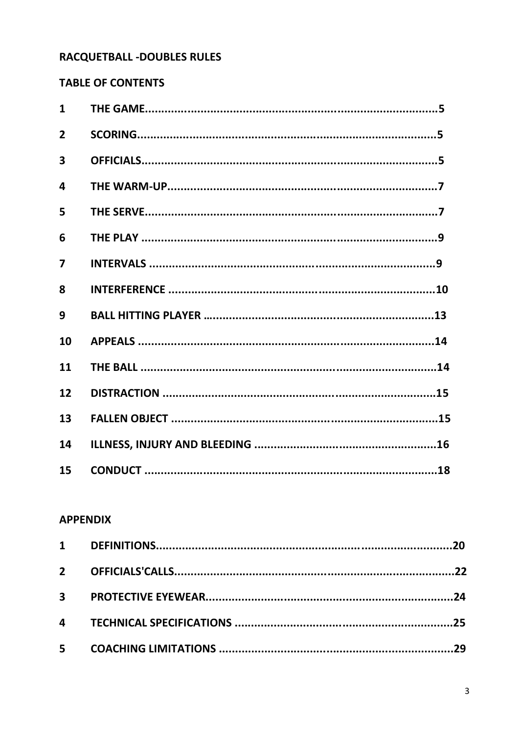# RACQUETBALL -DOUBLES RULES

## TABLE OF CONTENTS

| | | |
|---|---|---|
| 1 | THE GAME | 5 |
| 2 | SCORING | 5 |
| 3 | OFFICIALS | 5 |
| 4 | THE WARM-UP | 7 |
| 5 | THE SERVE | 7 |
| 6 | THE PLAY | 9 |
| 7 | INTERVALS | 9 |
| 8 | INTERFERENCE | 10 |
| 9 | BALL HITTING PLAYER | 13 |
| 10 | APPEALS | 14 |
| 11 | THE BALL | 14 |
| 12 | DISTRACTION | 15 |
| 13 | FALLEN OBJECT | 15 |
| 14 | ILLNESS, INJURY AND BLEEDING | 16 |
| 15 | CONDUCT | 18 |

## APPENDIX

| | | |
|---|---|---|
| 1 | DEFINITIONS | 20 |
| 2 | OFFICIALS'CALLS | 22 |
| 3 | PROTECTIVE EYEWEAR | 24 |
| 4 | TECHNICAL SPECIFICATIONS | 25 |
| 5 | COACHING LIMITATIONS | 29 |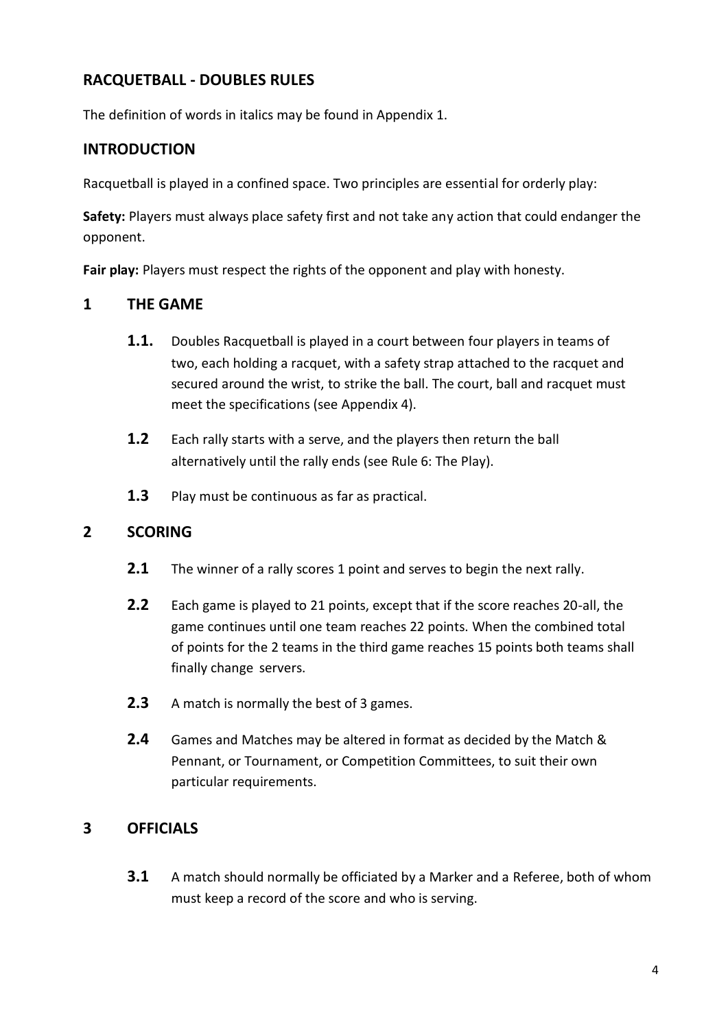## RACQUETBALL - DOUBLES RULES

The definition of words in italics may be found in Appendix 1.

## INTRODUCTION

Racquetball is played in a confined space. Two principles are essential for orderly play:

**Safety:** Players must always place safety first and not take any action that could endanger the opponent.

**Fair play:** Players must respect the rights of the opponent and play with honesty.

## 1 THE GAME

**1.1.** Doubles Racquetball is played in a court between four players in teams of two, each holding a racquet, with a safety strap attached to the racquet and secured around the wrist, to strike the ball. The court, ball and racquet must meet the specifications (see Appendix 4).

**1.2** Each rally starts with a serve, and the players then return the ball alternatively until the rally ends (see Rule 6: The Play).

**1.3** Play must be continuous as far as practical.

## 2 SCORING

**2.1** The winner of a rally scores 1 point and serves to begin the next rally.

**2.2** Each game is played to 21 points, except that if the score reaches 20-all, the game continues until one team reaches 22 points. When the combined total of points for the 2 teams in the third game reaches 15 points both teams shall finally change servers.

**2.3** A match is normally the best of 3 games.

**2.4** Games and Matches may be altered in format as decided by the Match & Pennant, or Tournament, or Competition Committees, to suit their own particular requirements.

## 3 OFFICIALS

**3.1** A match should normally be officiated by a Marker and a Referee, both of whom must keep a record of the score and who is serving.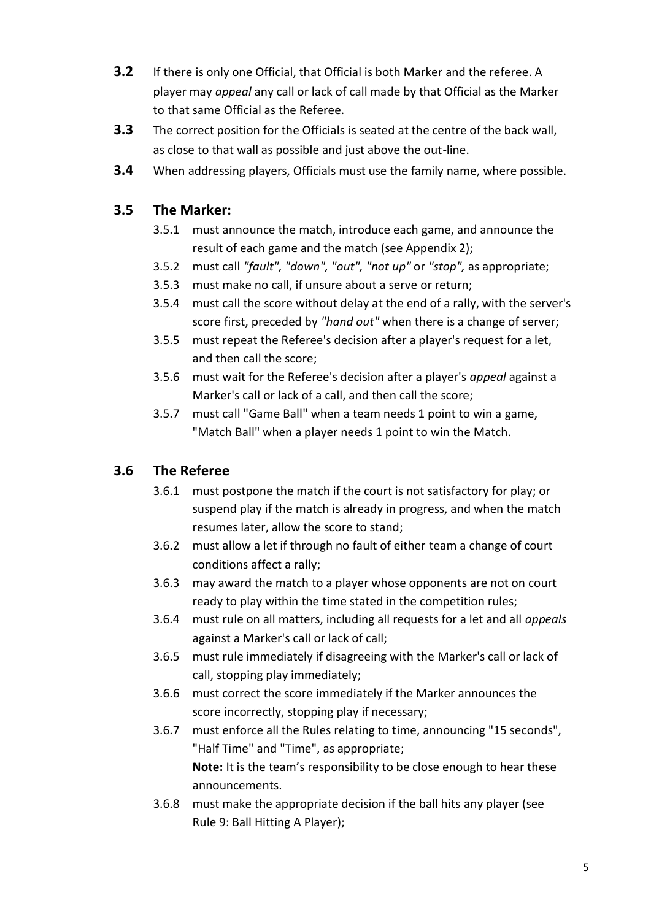**3.2** If there is only one Official, that Official is both Marker and the referee. A player may *appeal* any call or lack of call made by that Official as the Marker to that same Official as the Referee.

**3.3** The correct position for the Officials is seated at the centre of the back wall, as close to that wall as possible and just above the out-line.

**3.4** When addressing players, Officials must use the family name, where possible.

### 3.5 The Marker:

3.5.1 must announce the match, introduce each game, and announce the result of each game and the match (see Appendix 2);

3.5.2 must call *"fault", "down", "out", "not up"* or *"stop",* as appropriate;

3.5.3 must make no call, if unsure about a serve or return;

3.5.4 must call the score without delay at the end of a rally, with the server's score first, preceded by *"hand out"* when there is a change of server;

3.5.5 must repeat the Referee's decision after a player's request for a let, and then call the score;

3.5.6 must wait for the Referee's decision after a player's *appeal* against a Marker's call or lack of a call, and then call the score;

3.5.7 must call "Game Ball" when a team needs 1 point to win a game, "Match Ball" when a player needs 1 point to win the Match.

### 3.6 The Referee

3.6.1 must postpone the match if the court is not satisfactory for play; or suspend play if the match is already in progress, and when the match resumes later, allow the score to stand;

3.6.2 must allow a let if through no fault of either team a change of court conditions affect a rally;

3.6.3 may award the match to a player whose opponents are not on court ready to play within the time stated in the competition rules;

3.6.4 must rule on all matters, including all requests for a let and all *appeals* against a Marker's call or lack of call;

3.6.5 must rule immediately if disagreeing with the Marker's call or lack of call, stopping play immediately;

3.6.6 must correct the score immediately if the Marker announces the score incorrectly, stopping play if necessary;

3.6.7 must enforce all the Rules relating to time, announcing "15 seconds", "Half Time" and "Time", as appropriate;
**Note:** It is the team's responsibility to be close enough to hear these announcements.

3.6.8 must make the appropriate decision if the ball hits any player (see Rule 9: Ball Hitting A Player);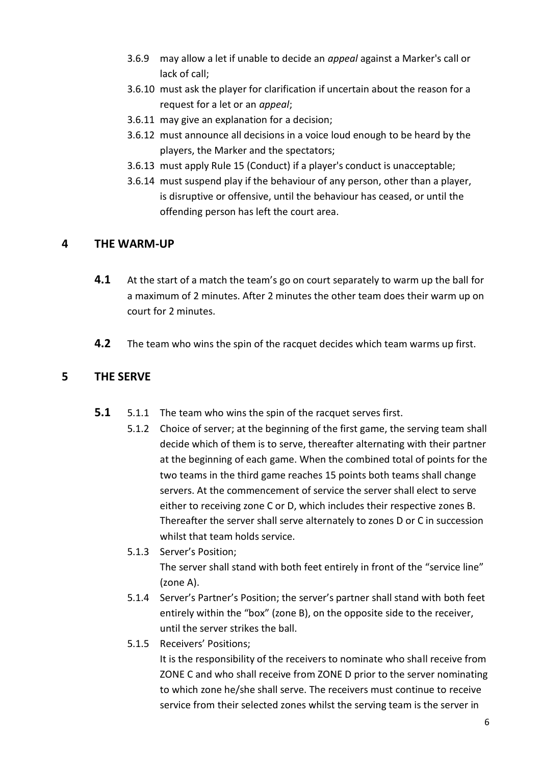3.6.9 may allow a let if unable to decide an *appeal* against a Marker's call or lack of call;

3.6.10 must ask the player for clarification if uncertain about the reason for a request for a let or an *appeal*;

3.6.11 may give an explanation for a decision;

3.6.12 must announce all decisions in a voice loud enough to be heard by the players, the Marker and the spectators;

3.6.13 must apply Rule 15 (Conduct) if a player's conduct is unacceptable;

3.6.14 must suspend play if the behaviour of any person, other than a player, is disruptive or offensive, until the behaviour has ceased, or until the offending person has left the court area.

## 4 THE WARM-UP

**4.1** At the start of a match the team's go on court separately to warm up the ball for a maximum of 2 minutes. After 2 minutes the other team does their warm up on court for 2 minutes.

**4.2** The team who wins the spin of the racquet decides which team warms up first.

## 5 THE SERVE

**5.1** 5.1.1 The team who wins the spin of the racquet serves first.

5.1.2 Choice of server; at the beginning of the first game, the serving team shall decide which of them is to serve, thereafter alternating with their partner at the beginning of each game. When the combined total of points for the two teams in the third game reaches 15 points both teams shall change servers. At the commencement of service the server shall elect to serve either to receiving zone C or D, which includes their respective zones B. Thereafter the server shall serve alternately to zones D or C in succession whilst that team holds service.

5.1.3 Server's Position;
The server shall stand with both feet entirely in front of the "service line" (zone A).

5.1.4 Server's Partner's Position; the server's partner shall stand with both feet entirely within the "box" (zone B), on the opposite side to the receiver, until the server strikes the ball.

5.1.5 Receivers' Positions;
It is the responsibility of the receivers to nominate who shall receive from ZONE C and who shall receive from ZONE D prior to the server nominating to which zone he/she shall serve. The receivers must continue to receive service from their selected zones whilst the serving team is the server in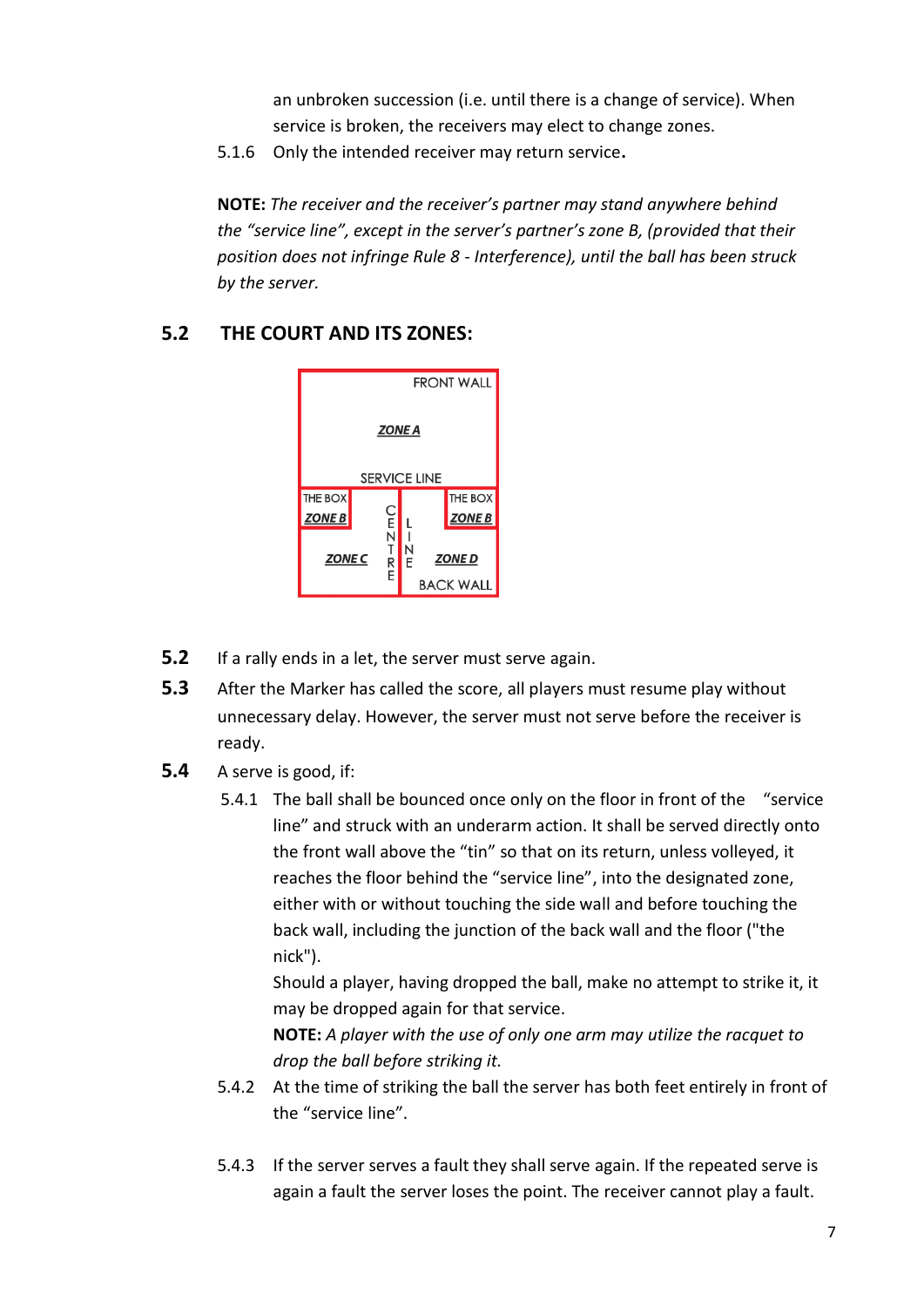an unbroken succession (i.e. until there is a change of service). When service is broken, the receivers may elect to change zones.

5.1.6 Only the intended receiver may return service.

**NOTE:** *The receiver and the receiver's partner may stand anywhere behind the "service line", except in the server's partner's zone B, (provided that their position does not infringe Rule 8 - Interference), until the ball has been struck by the server.*

## 5.2 THE COURT AND ITS ZONES:

```
+-----------------------------------+
|                        FRONT WALL |
|                                   |
|              ZONE A               |
|                                   |
|           SERVICE LINE            |
+--------+--------+--------+--------+
|THE BOX |    C   |   L   | THE BOX |
|ZONE B  |    E   |   I   | ZONE B  |
+--------+    N   |   N   +---------+
|  ZONE C       T |   E    ZONE D   |
|               R |                 |
|               E |       BACK WALL |
+-----------------+-----------------+
```

**5.2** If a rally ends in a let, the server must serve again.

**5.3** After the Marker has called the score, all players must resume play without unnecessary delay. However, the server must not serve before the receiver is ready.

**5.4** A serve is good, if:

5.4.1 The ball shall be bounced once only on the floor in front of the "service line" and struck with an underarm action. It shall be served directly onto the front wall above the "tin" so that on its return, unless volleyed, it reaches the floor behind the "service line", into the designated zone, either with or without touching the side wall and before touching the back wall, including the junction of the back wall and the floor ("the nick").

Should a player, having dropped the ball, make no attempt to strike it, it may be dropped again for that service.

**NOTE:** *A player with the use of only one arm may utilize the racquet to drop the ball before striking it.*

5.4.2 At the time of striking the ball the server has both feet entirely in front of the "service line".

5.4.3 If the server serves a fault they shall serve again. If the repeated serve is again a fault the server loses the point. The receiver cannot play a fault.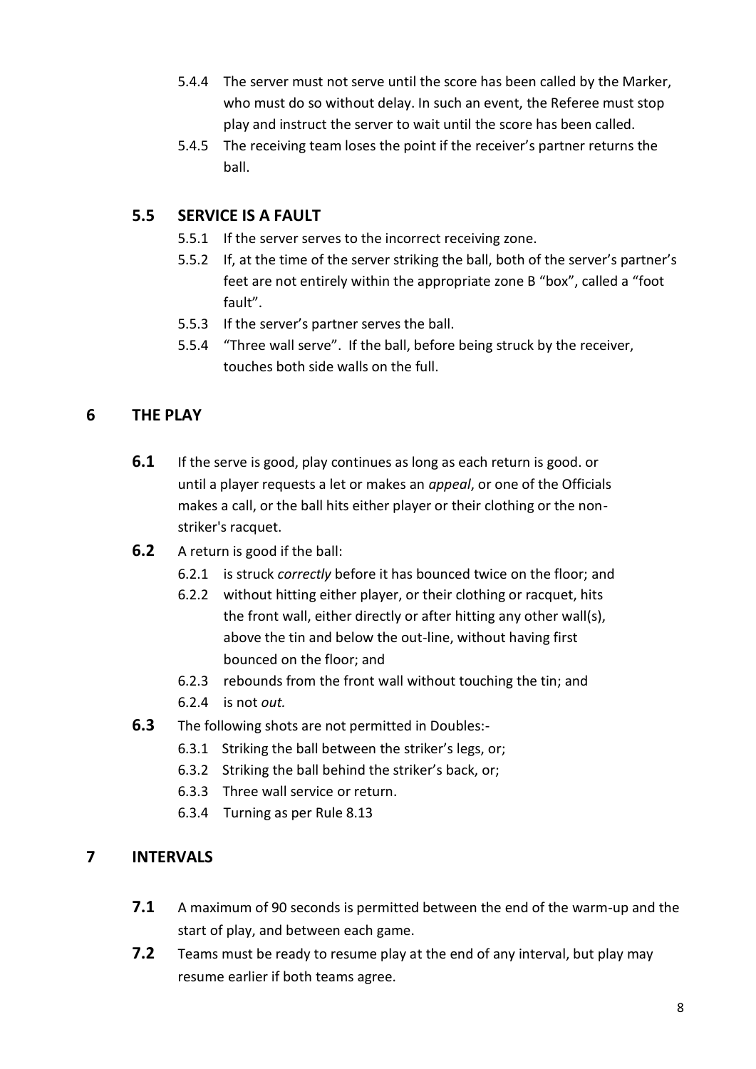5.4.4 The server must not serve until the score has been called by the Marker, who must do so without delay. In such an event, the Referee must stop play and instruct the server to wait until the score has been called.

5.4.5 The receiving team loses the point if the receiver's partner returns the ball.

### 5.5 SERVICE IS A FAULT

5.5.1 If the server serves to the incorrect receiving zone.

5.5.2 If, at the time of the server striking the ball, both of the server's partner's feet are not entirely within the appropriate zone B "box", called a "foot fault".

5.5.3 If the server's partner serves the ball.

5.5.4 "Three wall serve". If the ball, before being struck by the receiver, touches both side walls on the full.

## 6 THE PLAY

**6.1** If the serve is good, play continues as long as each return is good. or until a player requests a let or makes an *appeal*, or one of the Officials makes a call, or the ball hits either player or their clothing or the non-striker's racquet.

**6.2** A return is good if the ball:

6.2.1 is struck *correctly* before it has bounced twice on the floor; and

6.2.2 without hitting either player, or their clothing or racquet, hits the front wall, either directly or after hitting any other wall(s), above the tin and below the out-line, without having first bounced on the floor; and

6.2.3 rebounds from the front wall without touching the tin; and

6.2.4 is not *out.*

**6.3** The following shots are not permitted in Doubles:-

6.3.1 Striking the ball between the striker's legs, or;

6.3.2 Striking the ball behind the striker's back, or;

6.3.3 Three wall service or return.

6.3.4 Turning as per Rule 8.13

## 7 INTERVALS

**7.1** A maximum of 90 seconds is permitted between the end of the warm-up and the start of play, and between each game.

**7.2** Teams must be ready to resume play at the end of any interval, but play may resume earlier if both teams agree.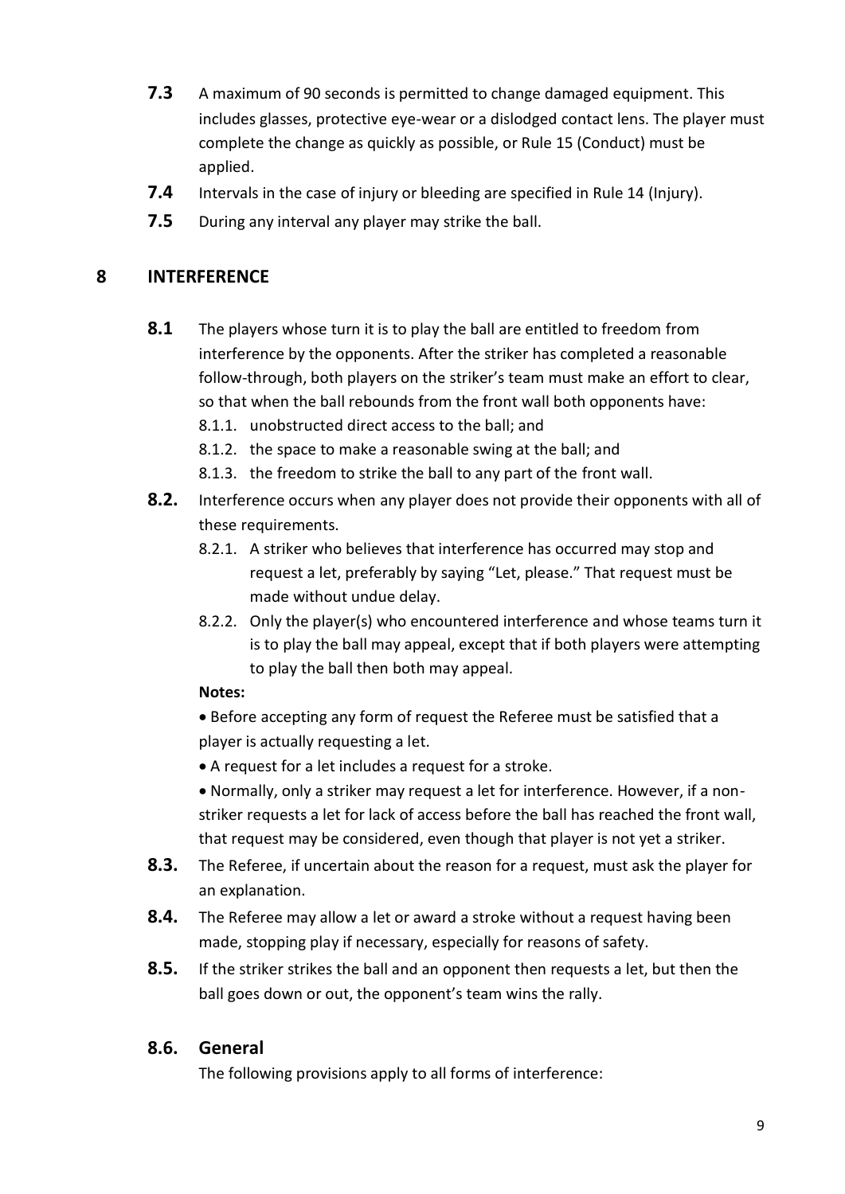**7.3** A maximum of 90 seconds is permitted to change damaged equipment. This includes glasses, protective eye-wear or a dislodged contact lens. The player must complete the change as quickly as possible, or Rule 15 (Conduct) must be applied.

**7.4** Intervals in the case of injury or bleeding are specified in Rule 14 (Injury).

**7.5** During any interval any player may strike the ball.

## 8 INTERFERENCE

**8.1** The players whose turn it is to play the ball are entitled to freedom from interference by the opponents. After the striker has completed a reasonable follow-through, both players on the striker's team must make an effort to clear, so that when the ball rebounds from the front wall both opponents have:

- 8.1.1. unobstructed direct access to the ball; and
- 8.1.2. the space to make a reasonable swing at the ball; and
- 8.1.3. the freedom to strike the ball to any part of the front wall.

**8.2.** Interference occurs when any player does not provide their opponents with all of these requirements.

- 8.2.1. A striker who believes that interference has occurred may stop and request a let, preferably by saying "Let, please." That request must be made without undue delay.
- 8.2.2. Only the player(s) who encountered interference and whose teams turn it is to play the ball may appeal, except that if both players were attempting to play the ball then both may appeal.

**Notes:**

- Before accepting any form of request the Referee must be satisfied that a player is actually requesting a let.
- A request for a let includes a request for a stroke.
- Normally, only a striker may request a let for interference. However, if a non-striker requests a let for lack of access before the ball has reached the front wall, that request may be considered, even though that player is not yet a striker.

**8.3.** The Referee, if uncertain about the reason for a request, must ask the player for an explanation.

**8.4.** The Referee may allow a let or award a stroke without a request having been made, stopping play if necessary, especially for reasons of safety.

**8.5.** If the striker strikes the ball and an opponent then requests a let, but then the ball goes down or out, the opponent's team wins the rally.

### 8.6. General

The following provisions apply to all forms of interference: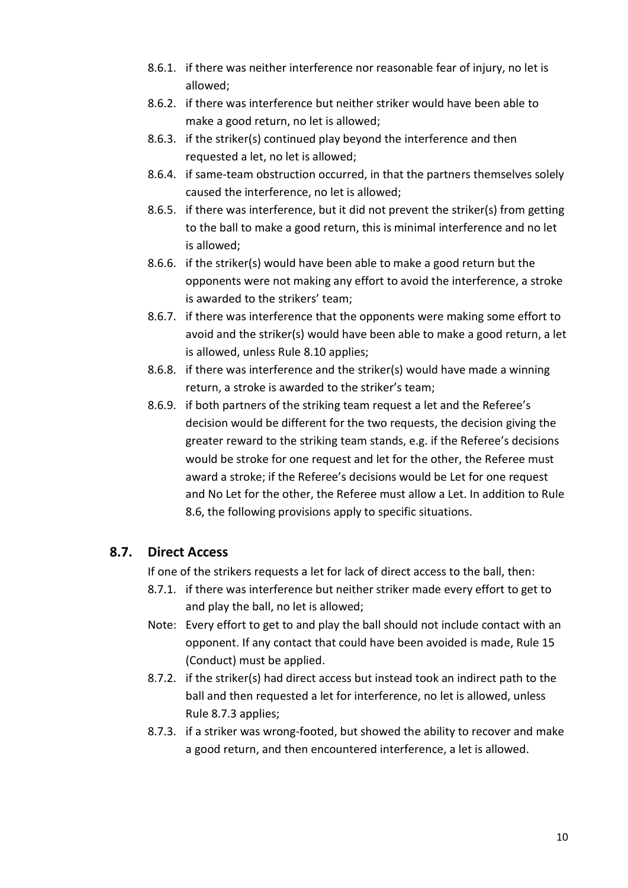8.6.1. if there was neither interference nor reasonable fear of injury, no let is allowed;

8.6.2. if there was interference but neither striker would have been able to make a good return, no let is allowed;

8.6.3. if the striker(s) continued play beyond the interference and then requested a let, no let is allowed;

8.6.4. if same-team obstruction occurred, in that the partners themselves solely caused the interference, no let is allowed;

8.6.5. if there was interference, but it did not prevent the striker(s) from getting to the ball to make a good return, this is minimal interference and no let is allowed;

8.6.6. if the striker(s) would have been able to make a good return but the opponents were not making any effort to avoid the interference, a stroke is awarded to the strikers' team;

8.6.7. if there was interference that the opponents were making some effort to avoid and the striker(s) would have been able to make a good return, a let is allowed, unless Rule 8.10 applies;

8.6.8. if there was interference and the striker(s) would have made a winning return, a stroke is awarded to the striker's team;

8.6.9. if both partners of the striking team request a let and the Referee's decision would be different for the two requests, the decision giving the greater reward to the striking team stands, e.g. if the Referee's decisions would be stroke for one request and let for the other, the Referee must award a stroke; if the Referee's decisions would be Let for one request and No Let for the other, the Referee must allow a Let. In addition to Rule 8.6, the following provisions apply to specific situations.

## 8.7. Direct Access

If one of the strikers requests a let for lack of direct access to the ball, then:

8.7.1. if there was interference but neither striker made every effort to get to and play the ball, no let is allowed;

Note: Every effort to get to and play the ball should not include contact with an opponent. If any contact that could have been avoided is made, Rule 15 (Conduct) must be applied.

8.7.2. if the striker(s) had direct access but instead took an indirect path to the ball and then requested a let for interference, no let is allowed, unless Rule 8.7.3 applies;

8.7.3. if a striker was wrong-footed, but showed the ability to recover and make a good return, and then encountered interference, a let is allowed.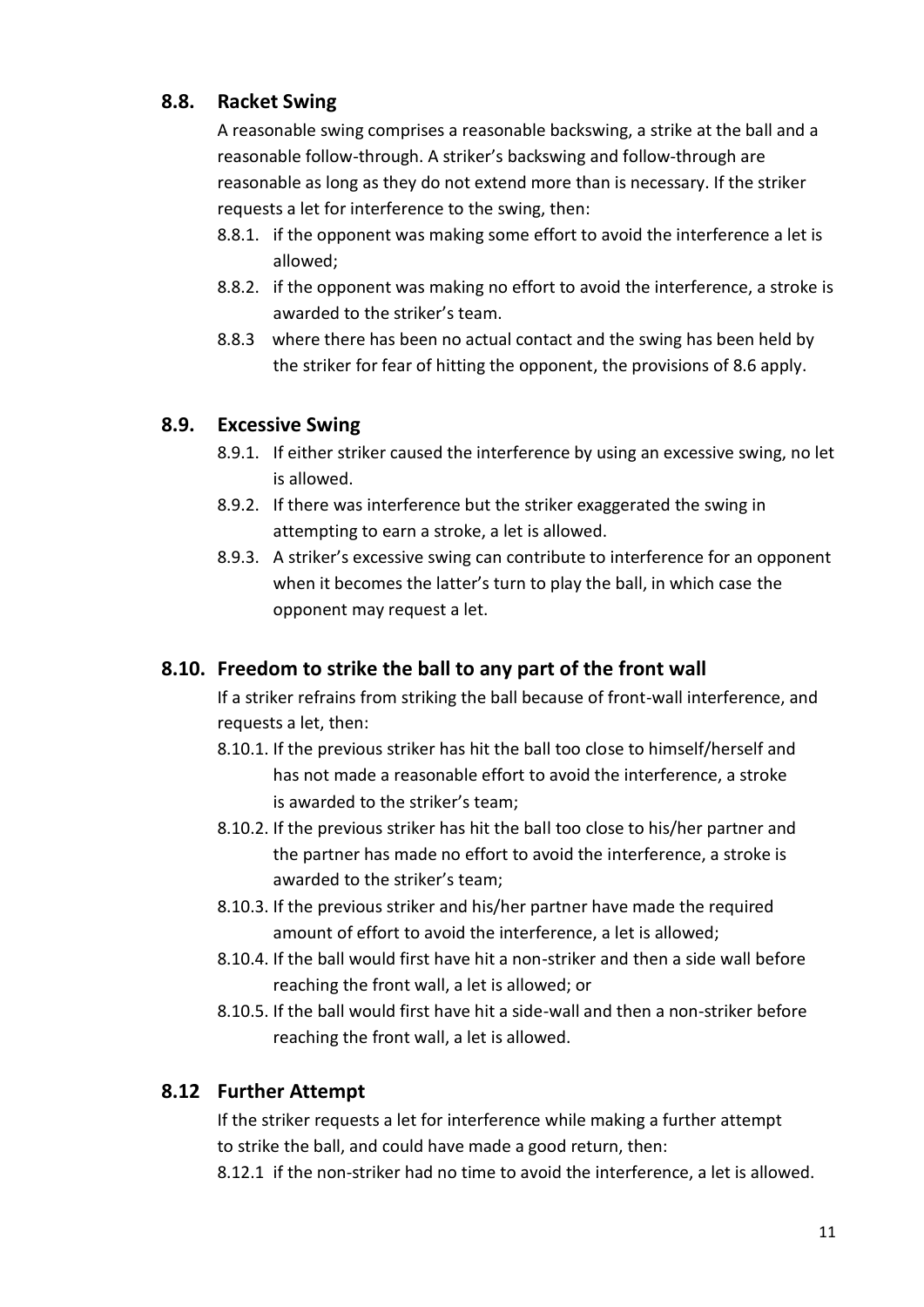## 8.8. Racket Swing

A reasonable swing comprises a reasonable backswing, a strike at the ball and a reasonable follow-through. A striker's backswing and follow-through are reasonable as long as they do not extend more than is necessary. If the striker requests a let for interference to the swing, then:

- 8.8.1. if the opponent was making some effort to avoid the interference a let is allowed;
- 8.8.2. if the opponent was making no effort to avoid the interference, a stroke is awarded to the striker's team.
- 8.8.3 where there has been no actual contact and the swing has been held by the striker for fear of hitting the opponent, the provisions of 8.6 apply.

## 8.9. Excessive Swing

- 8.9.1. If either striker caused the interference by using an excessive swing, no let is allowed.
- 8.9.2. If there was interference but the striker exaggerated the swing in attempting to earn a stroke, a let is allowed.
- 8.9.3. A striker's excessive swing can contribute to interference for an opponent when it becomes the latter's turn to play the ball, in which case the opponent may request a let.

## 8.10. Freedom to strike the ball to any part of the front wall

If a striker refrains from striking the ball because of front-wall interference, and requests a let, then:

- 8.10.1. If the previous striker has hit the ball too close to himself/herself and has not made a reasonable effort to avoid the interference, a stroke is awarded to the striker's team;
- 8.10.2. If the previous striker has hit the ball too close to his/her partner and the partner has made no effort to avoid the interference, a stroke is awarded to the striker's team;
- 8.10.3. If the previous striker and his/her partner have made the required amount of effort to avoid the interference, a let is allowed;
- 8.10.4. If the ball would first have hit a non-striker and then a side wall before reaching the front wall, a let is allowed; or
- 8.10.5. If the ball would first have hit a side-wall and then a non-striker before reaching the front wall, a let is allowed.

## 8.12 Further Attempt

If the striker requests a let for interference while making a further attempt to strike the ball, and could have made a good return, then:

- 8.12.1 if the non-striker had no time to avoid the interference, a let is allowed.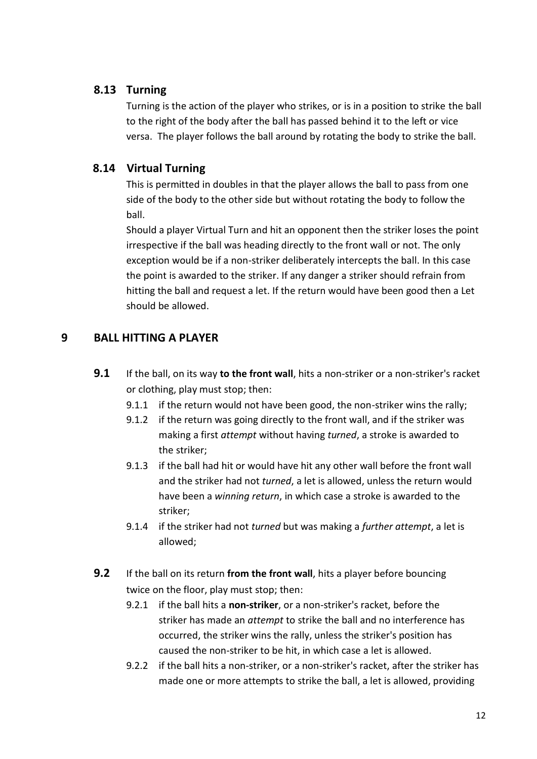### 8.13 Turning

Turning is the action of the player who strikes, or is in a position to strike the ball to the right of the body after the ball has passed behind it to the left or vice versa. The player follows the ball around by rotating the body to strike the ball.

### 8.14 Virtual Turning

This is permitted in doubles in that the player allows the ball to pass from one side of the body to the other side but without rotating the body to follow the ball.

Should a player Virtual Turn and hit an opponent then the striker loses the point irrespective if the ball was heading directly to the front wall or not. The only exception would be if a non-striker deliberately intercepts the ball. In this case the point is awarded to the striker. If any danger a striker should refrain from hitting the ball and request a let. If the return would have been good then a Let should be allowed.

## 9 BALL HITTING A PLAYER

**9.1** If the ball, on its way **to the front wall**, hits a non-striker or a non-striker's racket or clothing, play must stop; then:

- 9.1.1 if the return would not have been good, the non-striker wins the rally;
- 9.1.2 if the return was going directly to the front wall, and if the striker was making a first *attempt* without having *turned*, a stroke is awarded to the striker;
- 9.1.3 if the ball had hit or would have hit any other wall before the front wall and the striker had not *turned*, a let is allowed, unless the return would have been a *winning return*, in which case a stroke is awarded to the striker;
- 9.1.4 if the striker had not *turned* but was making a *further attempt*, a let is allowed;

**9.2** If the ball on its return **from the front wall**, hits a player before bouncing twice on the floor, play must stop; then:

- 9.2.1 if the ball hits a **non-striker**, or a non-striker's racket, before the striker has made an *attempt* to strike the ball and no interference has occurred, the striker wins the rally, unless the striker's position has caused the non-striker to be hit, in which case a let is allowed.
- 9.2.2 if the ball hits a non-striker, or a non-striker's racket, after the striker has made one or more attempts to strike the ball, a let is allowed, providing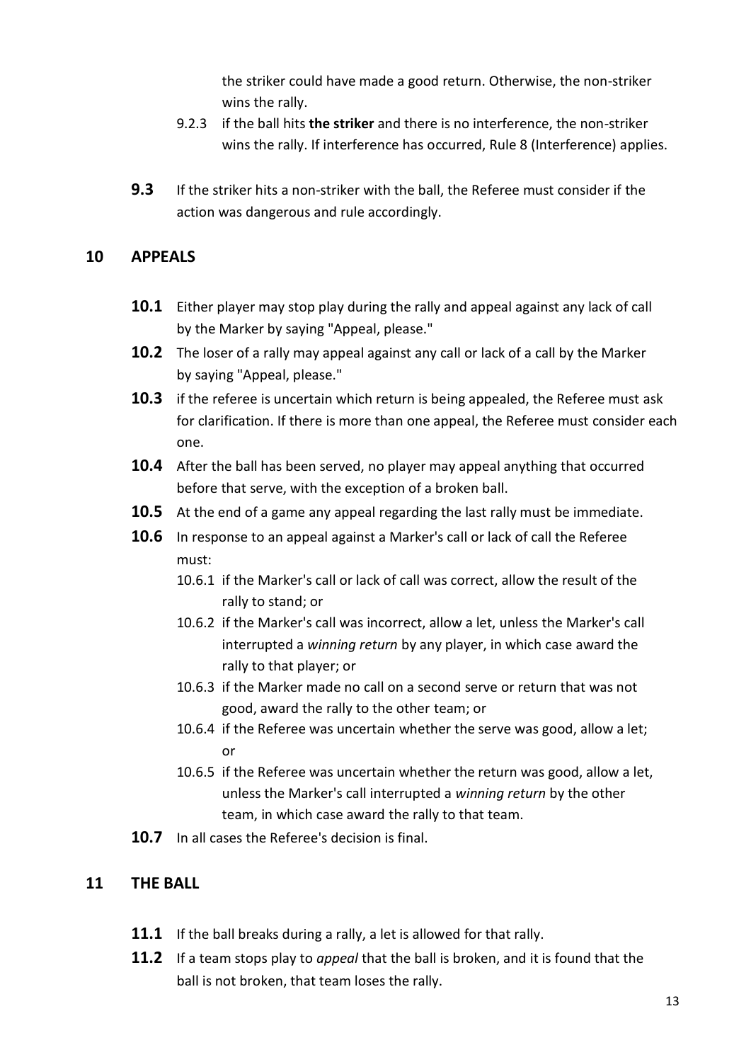the striker could have made a good return. Otherwise, the non-striker wins the rally.

- 9.2.3 if the ball hits **the striker** and there is no interference, the non-striker wins the rally. If interference has occurred, Rule 8 (Interference) applies.

**9.3** If the striker hits a non-striker with the ball, the Referee must consider if the action was dangerous and rule accordingly.

## 10 APPEALS

**10.1** Either player may stop play during the rally and appeal against any lack of call by the Marker by saying "Appeal, please."

**10.2** The loser of a rally may appeal against any call or lack of a call by the Marker by saying "Appeal, please."

**10.3** if the referee is uncertain which return is being appealed, the Referee must ask for clarification. If there is more than one appeal, the Referee must consider each one.

**10.4** After the ball has been served, no player may appeal anything that occurred before that serve, with the exception of a broken ball.

**10.5** At the end of a game any appeal regarding the last rally must be immediate.

**10.6** In response to an appeal against a Marker's call or lack of call the Referee must:

- 10.6.1 if the Marker's call or lack of call was correct, allow the result of the rally to stand; or
- 10.6.2 if the Marker's call was incorrect, allow a let, unless the Marker's call interrupted a *winning return* by any player, in which case award the rally to that player; or
- 10.6.3 if the Marker made no call on a second serve or return that was not good, award the rally to the other team; or
- 10.6.4 if the Referee was uncertain whether the serve was good, allow a let; or
- 10.6.5 if the Referee was uncertain whether the return was good, allow a let, unless the Marker's call interrupted a *winning return* by the other team, in which case award the rally to that team.

**10.7** In all cases the Referee's decision is final.

## 11 THE BALL

**11.1** If the ball breaks during a rally, a let is allowed for that rally.

**11.2** If a team stops play to *appeal* that the ball is broken, and it is found that the ball is not broken, that team loses the rally.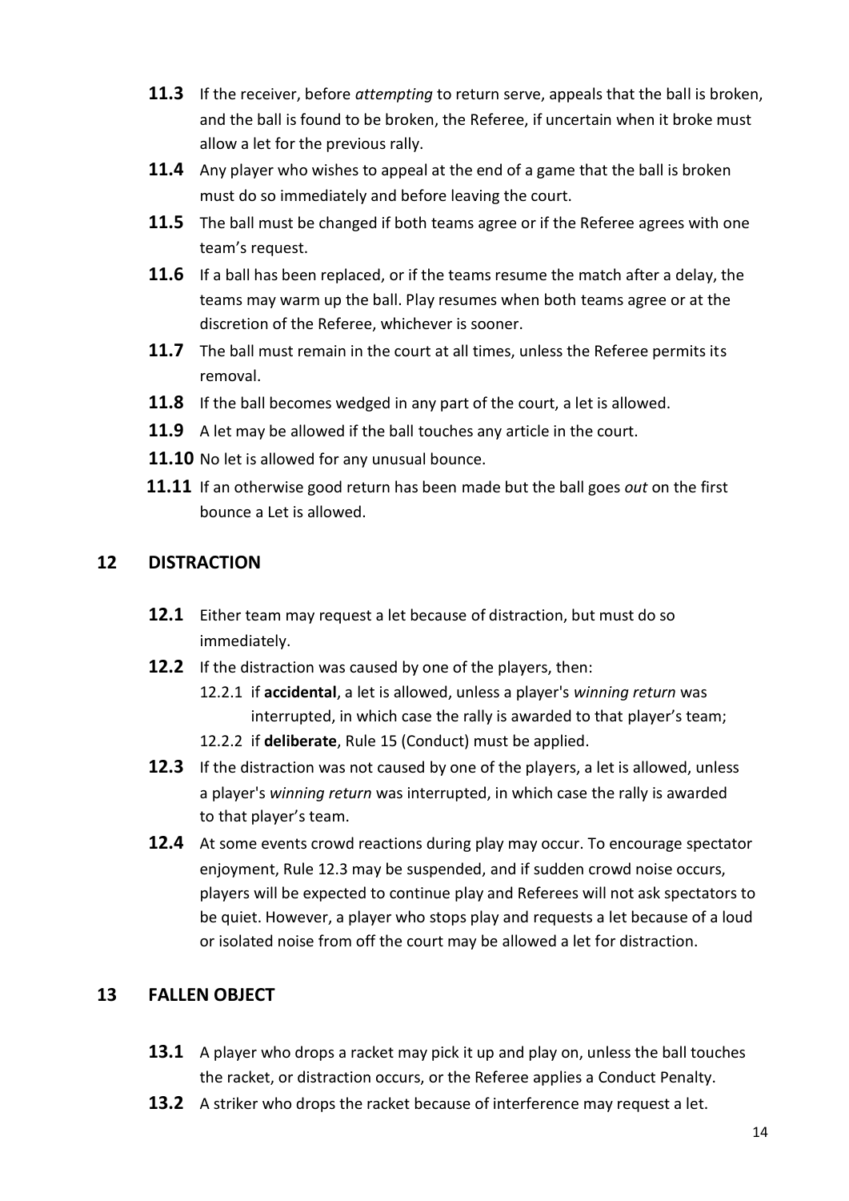**11.3** If the receiver, before *attempting* to return serve, appeals that the ball is broken, and the ball is found to be broken, the Referee, if uncertain when it broke must allow a let for the previous rally.

**11.4** Any player who wishes to appeal at the end of a game that the ball is broken must do so immediately and before leaving the court.

**11.5** The ball must be changed if both teams agree or if the Referee agrees with one team's request.

**11.6** If a ball has been replaced, or if the teams resume the match after a delay, the teams may warm up the ball. Play resumes when both teams agree or at the discretion of the Referee, whichever is sooner.

**11.7** The ball must remain in the court at all times, unless the Referee permits its removal.

**11.8** If the ball becomes wedged in any part of the court, a let is allowed.

**11.9** A let may be allowed if the ball touches any article in the court.

**11.10** No let is allowed for any unusual bounce.

**11.11** If an otherwise good return has been made but the ball goes *out* on the first bounce a Let is allowed.

## 12 DISTRACTION

**12.1** Either team may request a let because of distraction, but must do so immediately.

**12.2** If the distraction was caused by one of the players, then:

- 12.2.1 if **accidental**, a let is allowed, unless a player's *winning return* was interrupted, in which case the rally is awarded to that player's team;
- 12.2.2 if **deliberate**, Rule 15 (Conduct) must be applied.

**12.3** If the distraction was not caused by one of the players, a let is allowed, unless a player's *winning return* was interrupted, in which case the rally is awarded to that player's team.

**12.4** At some events crowd reactions during play may occur. To encourage spectator enjoyment, Rule 12.3 may be suspended, and if sudden crowd noise occurs, players will be expected to continue play and Referees will not ask spectators to be quiet. However, a player who stops play and requests a let because of a loud or isolated noise from off the court may be allowed a let for distraction.

## 13 FALLEN OBJECT

**13.1** A player who drops a racket may pick it up and play on, unless the ball touches the racket, or distraction occurs, or the Referee applies a Conduct Penalty.

**13.2** A striker who drops the racket because of interference may request a let.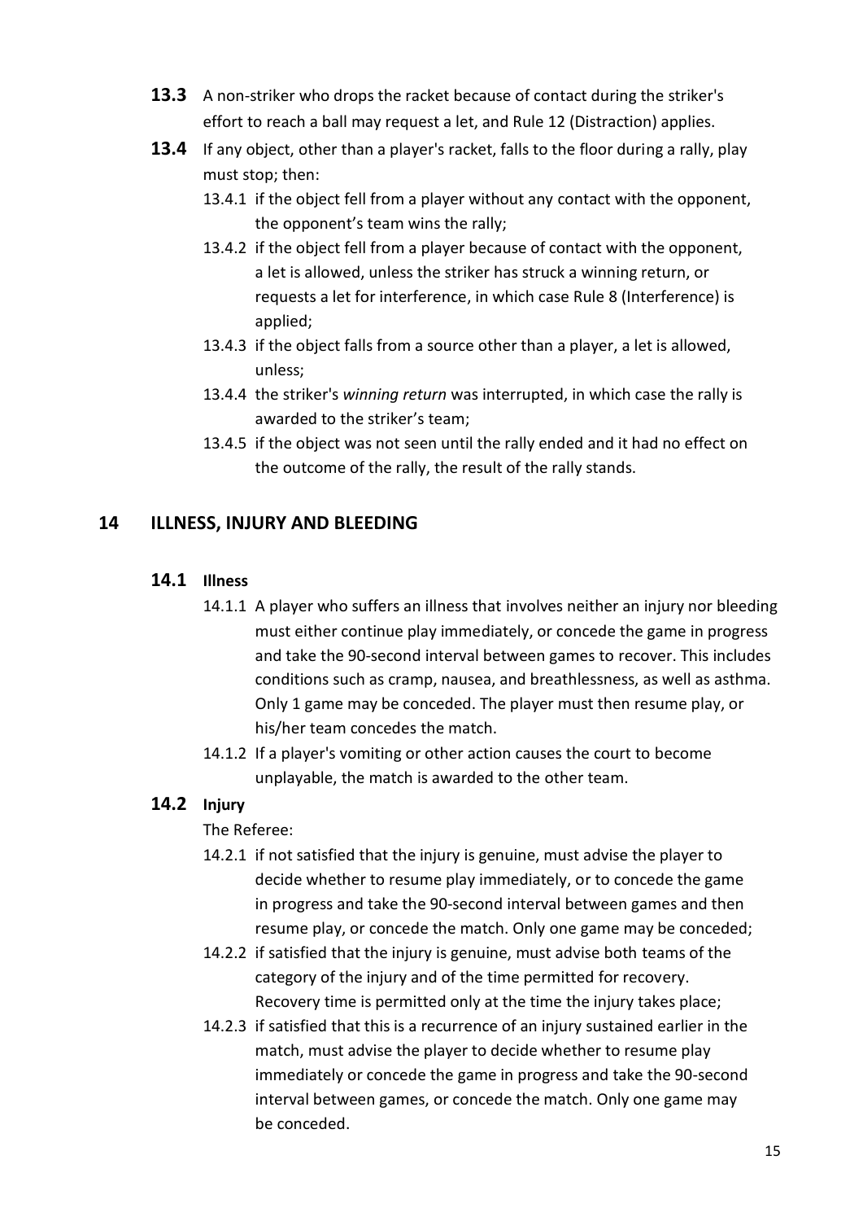**13.3** A non-striker who drops the racket because of contact during the striker's effort to reach a ball may request a let, and Rule 12 (Distraction) applies.

**13.4** If any object, other than a player's racket, falls to the floor during a rally, play must stop; then:

- 13.4.1 if the object fell from a player without any contact with the opponent, the opponent's team wins the rally;
- 13.4.2 if the object fell from a player because of contact with the opponent, a let is allowed, unless the striker has struck a winning return, or requests a let for interference, in which case Rule 8 (Interference) is applied;
- 13.4.3 if the object falls from a source other than a player, a let is allowed, unless;
- 13.4.4 the striker's *winning return* was interrupted, in which case the rally is awarded to the striker's team;
- 13.4.5 if the object was not seen until the rally ended and it had no effect on the outcome of the rally, the result of the rally stands.

## 14 ILLNESS, INJURY AND BLEEDING

### 14.1 Illness

- 14.1.1 A player who suffers an illness that involves neither an injury nor bleeding must either continue play immediately, or concede the game in progress and take the 90-second interval between games to recover. This includes conditions such as cramp, nausea, and breathlessness, as well as asthma. Only 1 game may be conceded. The player must then resume play, or his/her team concedes the match.
- 14.1.2 If a player's vomiting or other action causes the court to become unplayable, the match is awarded to the other team.

### 14.2 Injury

The Referee:

- 14.2.1 if not satisfied that the injury is genuine, must advise the player to decide whether to resume play immediately, or to concede the game in progress and take the 90-second interval between games and then resume play, or concede the match. Only one game may be conceded;
- 14.2.2 if satisfied that the injury is genuine, must advise both teams of the category of the injury and of the time permitted for recovery. Recovery time is permitted only at the time the injury takes place;
- 14.2.3 if satisfied that this is a recurrence of an injury sustained earlier in the match, must advise the player to decide whether to resume play immediately or concede the game in progress and take the 90-second interval between games, or concede the match. Only one game may be conceded.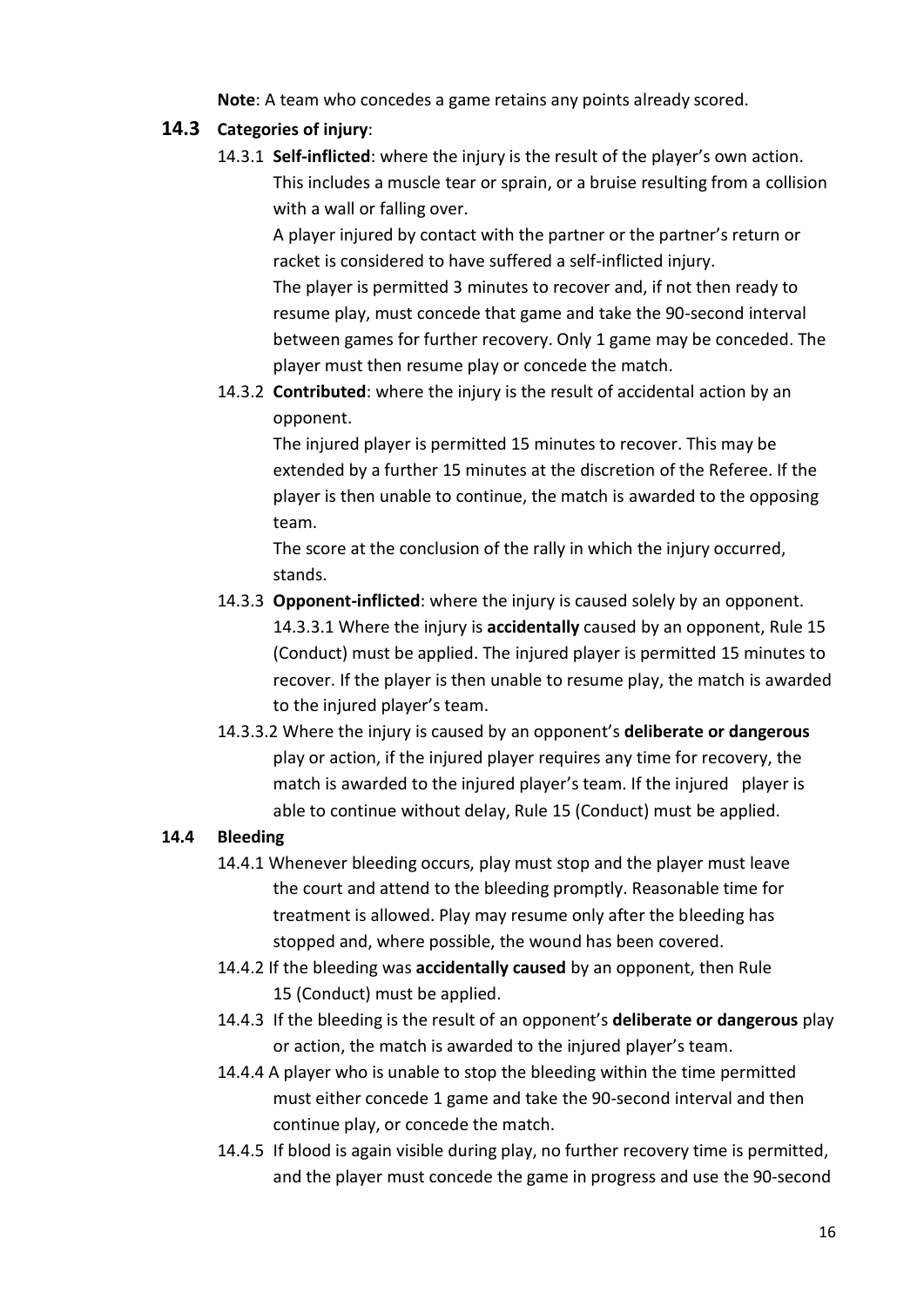**Note**: A team who concedes a game retains any points already scored.

## 14.3 Categories of injury:

14.3.1 **Self-inflicted**: where the injury is the result of the player's own action. This includes a muscle tear or sprain, or a bruise resulting from a collision with a wall or falling over.

A player injured by contact with the partner or the partner's return or racket is considered to have suffered a self-inflicted injury.

The player is permitted 3 minutes to recover and, if not then ready to resume play, must concede that game and take the 90-second interval between games for further recovery. Only 1 game may be conceded. The player must then resume play or concede the match.

14.3.2 **Contributed**: where the injury is the result of accidental action by an opponent.

The injured player is permitted 15 minutes to recover. This may be extended by a further 15 minutes at the discretion of the Referee. If the player is then unable to continue, the match is awarded to the opposing team.

The score at the conclusion of the rally in which the injury occurred, stands.

14.3.3 **Opponent-inflicted**: where the injury is caused solely by an opponent.

14.3.3.1 Where the injury is **accidentally** caused by an opponent, Rule 15 (Conduct) must be applied. The injured player is permitted 15 minutes to recover. If the player is then unable to resume play, the match is awarded to the injured player's team.

14.3.3.2 Where the injury is caused by an opponent's **deliberate or dangerous** play or action, if the injured player requires any time for recovery, the match is awarded to the injured player's team. If the injured player is able to continue without delay, Rule 15 (Conduct) must be applied.

## 14.4 Bleeding

14.4.1 Whenever bleeding occurs, play must stop and the player must leave the court and attend to the bleeding promptly. Reasonable time for treatment is allowed. Play may resume only after the bleeding has stopped and, where possible, the wound has been covered.

14.4.2 If the bleeding was **accidentally caused** by an opponent, then Rule 15 (Conduct) must be applied.

14.4.3 If the bleeding is the result of an opponent's **deliberate or dangerous** play or action, the match is awarded to the injured player's team.

14.4.4 A player who is unable to stop the bleeding within the time permitted must either concede 1 game and take the 90-second interval and then continue play, or concede the match.

14.4.5 If blood is again visible during play, no further recovery time is permitted, and the player must concede the game in progress and use the 90-second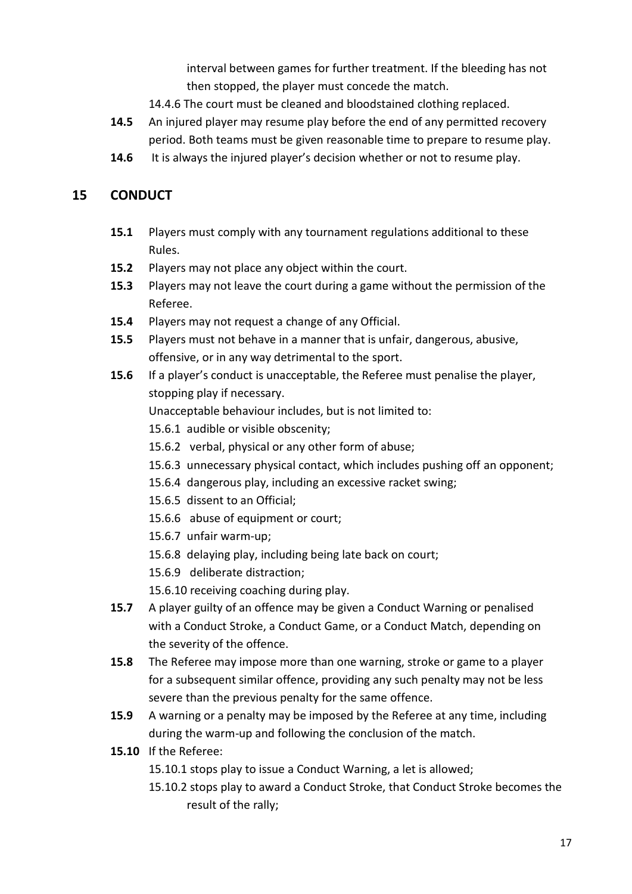interval between games for further treatment. If the bleeding has not then stopped, the player must concede the match.

14.4.6 The court must be cleaned and bloodstained clothing replaced.

**14.5** An injured player may resume play before the end of any permitted recovery period. Both teams must be given reasonable time to prepare to resume play.

**14.6** It is always the injured player's decision whether or not to resume play.

## 15 CONDUCT

**15.1** Players must comply with any tournament regulations additional to these Rules.

**15.2** Players may not place any object within the court.

**15.3** Players may not leave the court during a game without the permission of the Referee.

**15.4** Players may not request a change of any Official.

**15.5** Players must not behave in a manner that is unfair, dangerous, abusive, offensive, or in any way detrimental to the sport.

**15.6** If a player's conduct is unacceptable, the Referee must penalise the player, stopping play if necessary.

Unacceptable behaviour includes, but is not limited to:

15.6.1 audible or visible obscenity;

15.6.2 verbal, physical or any other form of abuse;

15.6.3 unnecessary physical contact, which includes pushing off an opponent;

15.6.4 dangerous play, including an excessive racket swing;

15.6.5 dissent to an Official;

15.6.6 abuse of equipment or court;

15.6.7 unfair warm-up;

15.6.8 delaying play, including being late back on court;

15.6.9 deliberate distraction;

15.6.10 receiving coaching during play.

**15.7** A player guilty of an offence may be given a Conduct Warning or penalised with a Conduct Stroke, a Conduct Game, or a Conduct Match, depending on the severity of the offence.

**15.8** The Referee may impose more than one warning, stroke or game to a player for a subsequent similar offence, providing any such penalty may not be less severe than the previous penalty for the same offence.

**15.9** A warning or a penalty may be imposed by the Referee at any time, including during the warm-up and following the conclusion of the match.

**15.10** If the Referee:

15.10.1 stops play to issue a Conduct Warning, a let is allowed;

15.10.2 stops play to award a Conduct Stroke, that Conduct Stroke becomes the result of the rally;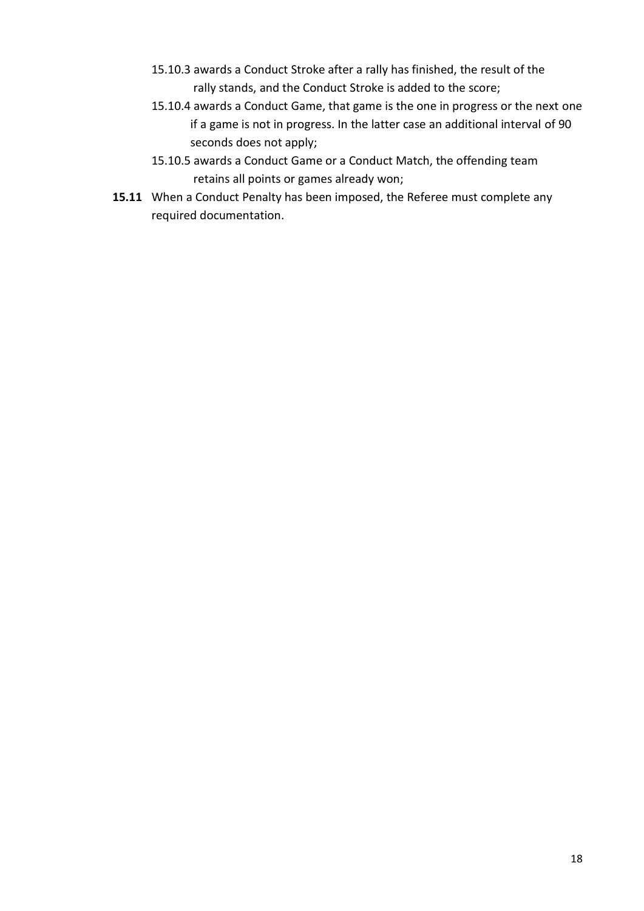15.10.3 awards a Conduct Stroke after a rally has finished, the result of the rally stands, and the Conduct Stroke is added to the score;

15.10.4 awards a Conduct Game, that game is the one in progress or the next one if a game is not in progress. In the latter case an additional interval of 90 seconds does not apply;

15.10.5 awards a Conduct Game or a Conduct Match, the offending team retains all points or games already won;

**15.11** When a Conduct Penalty has been imposed, the Referee must complete any required documentation.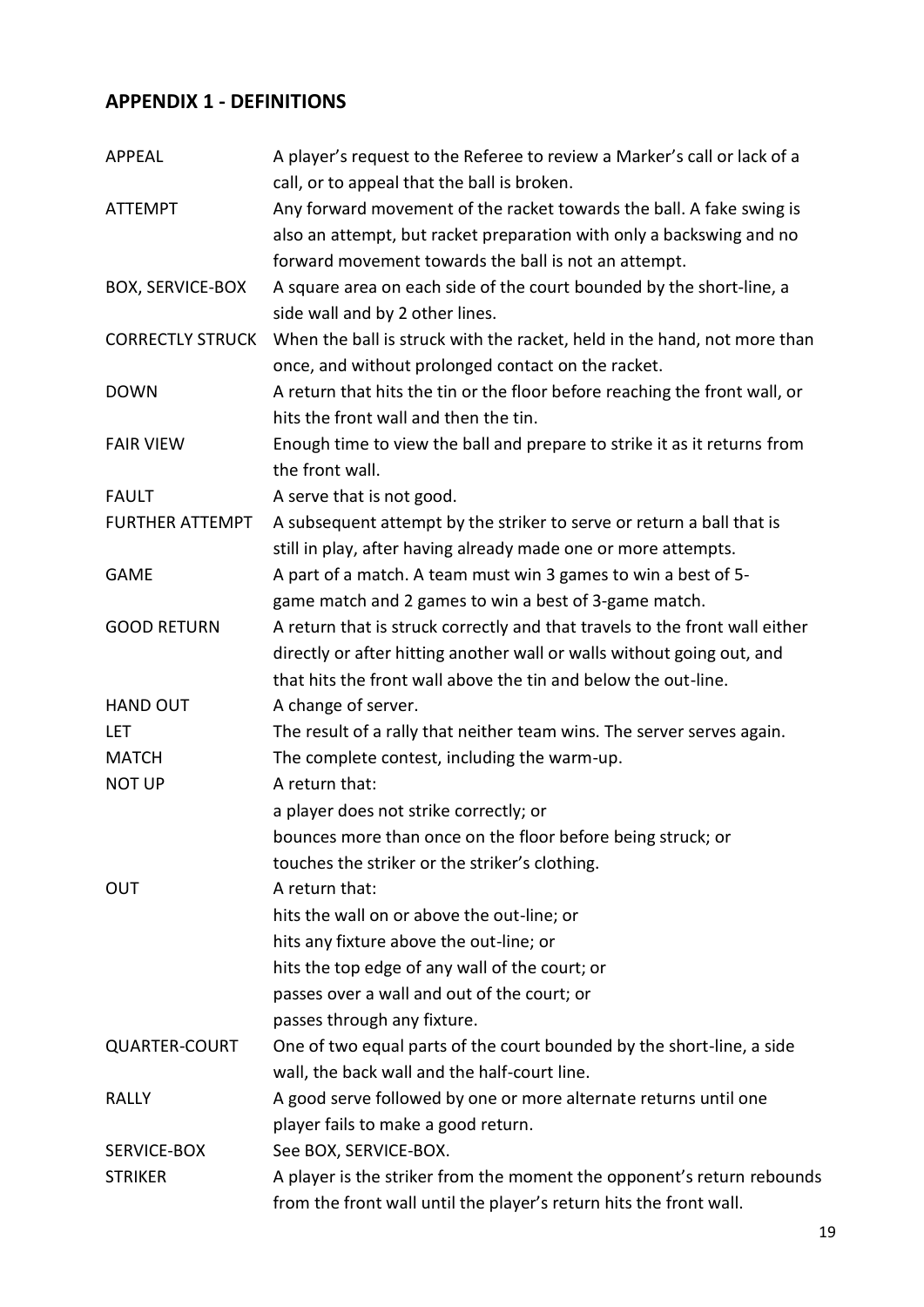## APPENDIX 1 - DEFINITIONS

| | |
|---|---|
| APPEAL | A player's request to the Referee to review a Marker's call or lack of a call, or to appeal that the ball is broken. |
| ATTEMPT | Any forward movement of the racket towards the ball. A fake swing is also an attempt, but racket preparation with only a backswing and no forward movement towards the ball is not an attempt. |
| BOX, SERVICE-BOX | A square area on each side of the court bounded by the short-line, a side wall and by 2 other lines. |
| CORRECTLY STRUCK | When the ball is struck with the racket, held in the hand, not more than once, and without prolonged contact on the racket. |
| DOWN | A return that hits the tin or the floor before reaching the front wall, or hits the front wall and then the tin. |
| FAIR VIEW | Enough time to view the ball and prepare to strike it as it returns from the front wall. |
| FAULT | A serve that is not good. |
| FURTHER ATTEMPT | A subsequent attempt by the striker to serve or return a ball that is still in play, after having already made one or more attempts. |
| GAME | A part of a match. A team must win 3 games to win a best of 5-game match and 2 games to win a best of 3-game match. |
| GOOD RETURN | A return that is struck correctly and that travels to the front wall either directly or after hitting another wall or walls without going out, and that hits the front wall above the tin and below the out-line. |
| HAND OUT | A change of server. |
| LET | The result of a rally that neither team wins. The server serves again. |
| MATCH | The complete contest, including the warm-up. |
| NOT UP | A return that:<br>a player does not strike correctly; or<br>bounces more than once on the floor before being struck; or<br>touches the striker or the striker's clothing. |
| OUT | A return that:<br>hits the wall on or above the out-line; or<br>hits any fixture above the out-line; or<br>hits the top edge of any wall of the court; or<br>passes over a wall and out of the court; or<br>passes through any fixture. |
| QUARTER-COURT | One of two equal parts of the court bounded by the short-line, a side wall, the back wall and the half-court line. |
| RALLY | A good serve followed by one or more alternate returns until one player fails to make a good return. |
| SERVICE-BOX | See BOX, SERVICE-BOX. |
| STRIKER | A player is the striker from the moment the opponent's return rebounds from the front wall until the player's return hits the front wall. |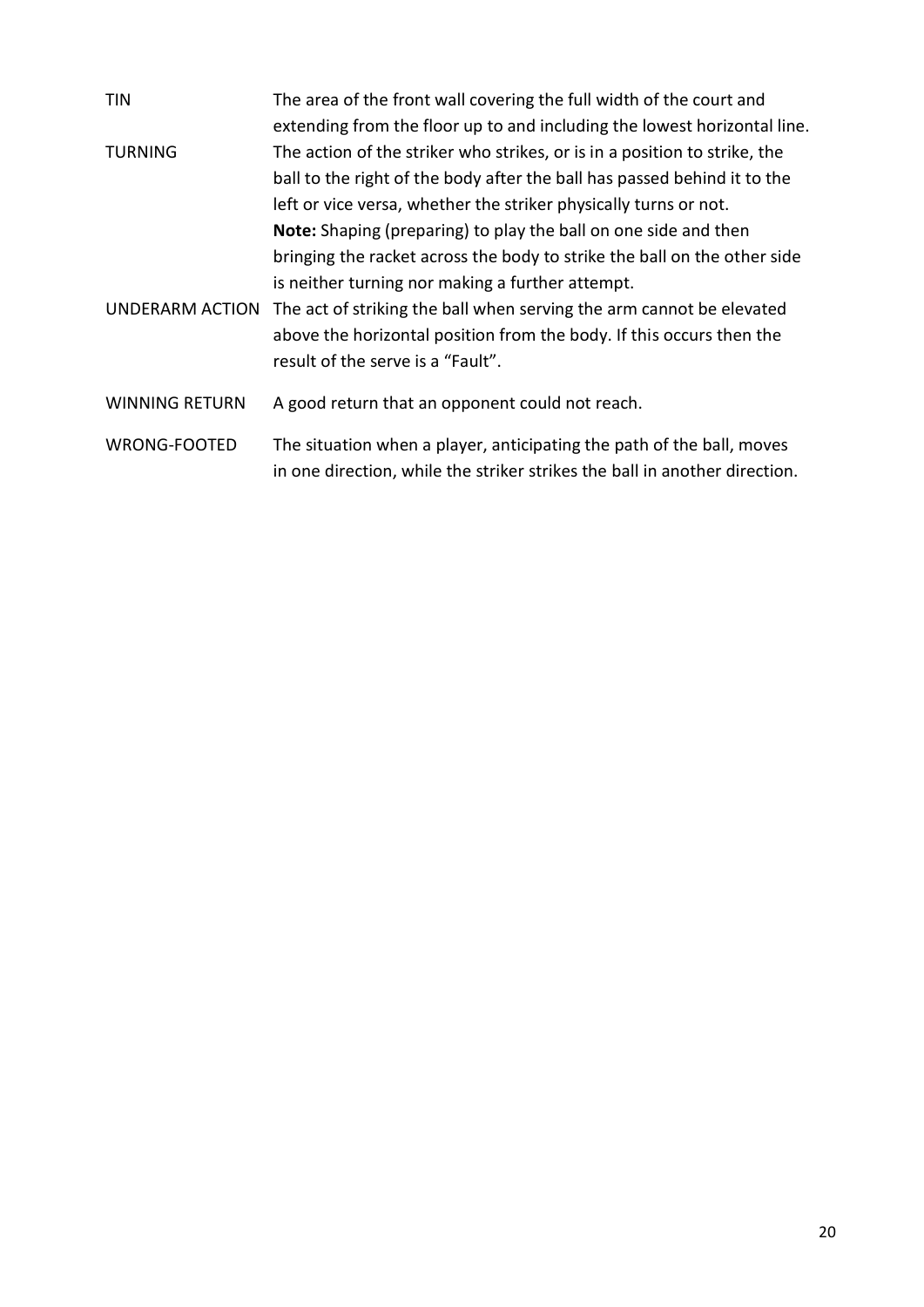| | |
|---|---|
| TIN | The area of the front wall covering the full width of the court and extending from the floor up to and including the lowest horizontal line. |
| TURNING | The action of the striker who strikes, or is in a position to strike, the ball to the right of the body after the ball has passed behind it to the left or vice versa, whether the striker physically turns or not. **Note:** Shaping (preparing) to play the ball on one side and then bringing the racket across the body to strike the ball on the other side is neither turning nor making a further attempt. |
| UNDERARM ACTION | The act of striking the ball when serving the arm cannot be elevated above the horizontal position from the body. If this occurs then the result of the serve is a "Fault". |
| WINNING RETURN | A good return that an opponent could not reach. |
| WRONG-FOOTED | The situation when a player, anticipating the path of the ball, moves in one direction, while the striker strikes the ball in another direction. |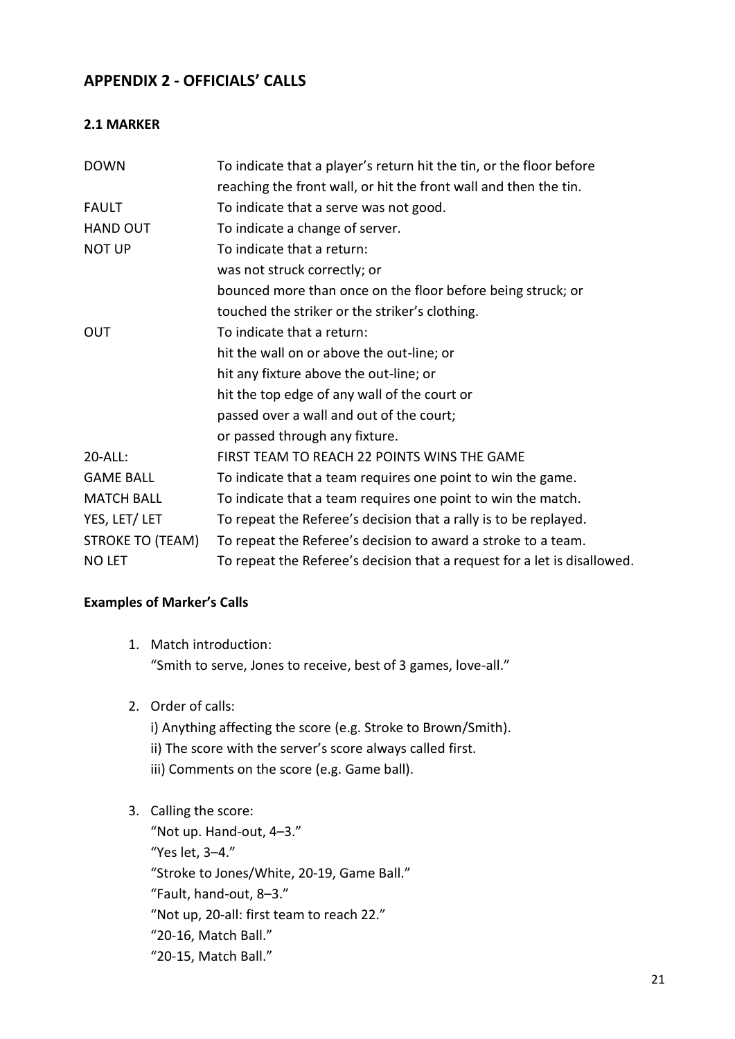## APPENDIX 2 - OFFICIALS' CALLS

### 2.1 MARKER

| | |
|---|---|
| DOWN | To indicate that a player's return hit the tin, or the floor before reaching the front wall, or hit the front wall and then the tin. |
| FAULT | To indicate that a serve was not good. |
| HAND OUT | To indicate a change of server. |
| NOT UP | To indicate that a return:<br>was not struck correctly; or<br>bounced more than once on the floor before being struck; or<br>touched the striker or the striker's clothing. |
| OUT | To indicate that a return:<br>hit the wall on or above the out-line; or<br>hit any fixture above the out-line; or<br>hit the top edge of any wall of the court or<br>passed over a wall and out of the court;<br>or passed through any fixture. |
| 20-ALL: | FIRST TEAM TO REACH 22 POINTS WINS THE GAME |
| GAME BALL | To indicate that a team requires one point to win the game. |
| MATCH BALL | To indicate that a team requires one point to win the match. |
| YES, LET/ LET | To repeat the Referee's decision that a rally is to be replayed. |
| STROKE TO (TEAM) | To repeat the Referee's decision to award a stroke to a team. |
| NO LET | To repeat the Referee's decision that a request for a let is disallowed. |

**Examples of Marker's Calls**

1. Match introduction:
   "Smith to serve, Jones to receive, best of 3 games, love-all."

2. Order of calls:
   i) Anything affecting the score (e.g. Stroke to Brown/Smith).
   ii) The score with the server's score always called first.
   iii) Comments on the score (e.g. Game ball).

3. Calling the score:
   "Not up. Hand-out, 4–3."
   "Yes let, 3–4."
   "Stroke to Jones/White, 20-19, Game Ball."
   "Fault, hand-out, 8–3."
   "Not up, 20-all: first team to reach 22."
   "20-16, Match Ball."
   "20-15, Match Ball."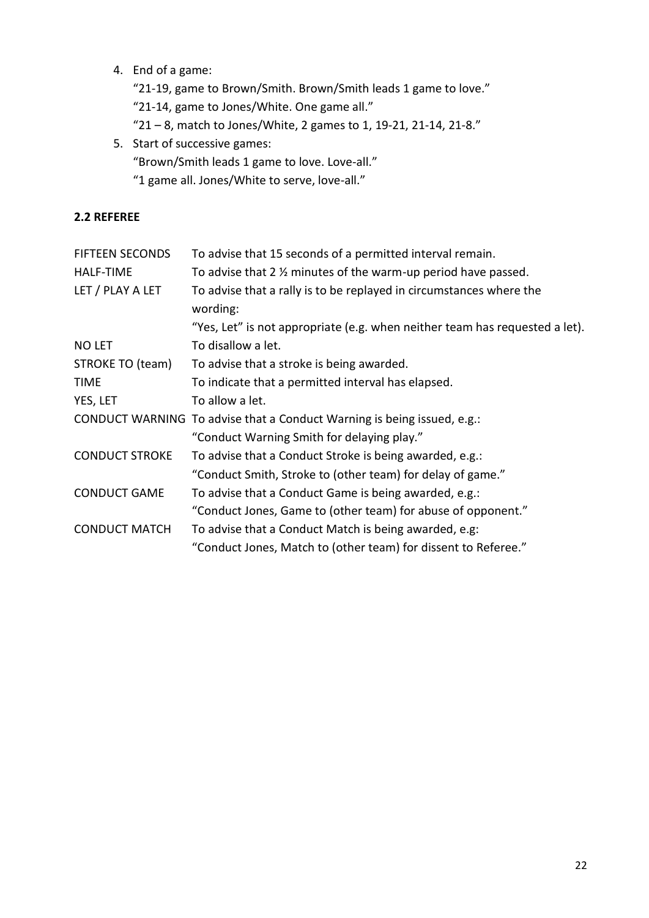4. End of a game:
   "21-19, game to Brown/Smith. Brown/Smith leads 1 game to love."
   "21-14, game to Jones/White. One game all."
   "21 – 8, match to Jones/White, 2 games to 1, 19-21, 21-14, 21-8."
5. Start of successive games:
   "Brown/Smith leads 1 game to love. Love-all."
   "1 game all. Jones/White to serve, love-all."

**2.2 REFEREE**

| | |
|---|---|
| FIFTEEN SECONDS | To advise that 15 seconds of a permitted interval remain. |
| HALF-TIME | To advise that 2 ½ minutes of the warm-up period have passed. |
| LET / PLAY A LET | To advise that a rally is to be replayed in circumstances where the wording: "Yes, Let" is not appropriate (e.g. when neither team has requested a let). |
| NO LET | To disallow a let. |
| STROKE TO (team) | To advise that a stroke is being awarded. |
| TIME | To indicate that a permitted interval has elapsed. |
| YES, LET | To allow a let. |
| CONDUCT WARNING | To advise that a Conduct Warning is being issued, e.g.: "Conduct Warning Smith for delaying play." |
| CONDUCT STROKE | To advise that a Conduct Stroke is being awarded, e.g.: "Conduct Smith, Stroke to (other team) for delay of game." |
| CONDUCT GAME | To advise that a Conduct Game is being awarded, e.g.: "Conduct Jones, Game to (other team) for abuse of opponent." |
| CONDUCT MATCH | To advise that a Conduct Match is being awarded, e.g: "Conduct Jones, Match to (other team) for dissent to Referee." |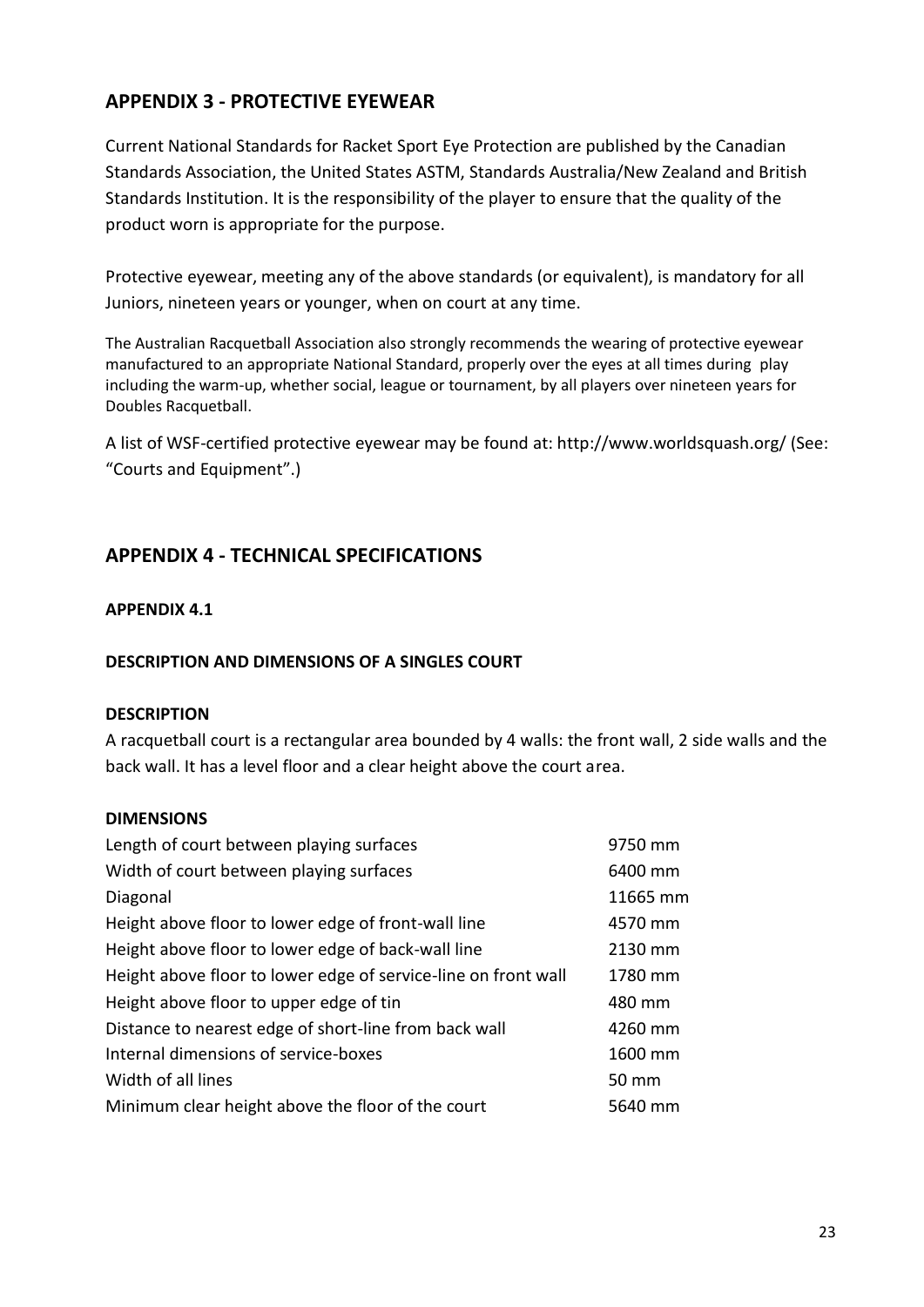## APPENDIX 3 - PROTECTIVE EYEWEAR

Current National Standards for Racket Sport Eye Protection are published by the Canadian Standards Association, the United States ASTM, Standards Australia/New Zealand and British Standards Institution. It is the responsibility of the player to ensure that the quality of the product worn is appropriate for the purpose.

Protective eyewear, meeting any of the above standards (or equivalent), is mandatory for all Juniors, nineteen years or younger, when on court at any time.

The Australian Racquetball Association also strongly recommends the wearing of protective eyewear manufactured to an appropriate National Standard, properly over the eyes at all times during play including the warm-up, whether social, league or tournament, by all players over nineteen years for Doubles Racquetball.

A list of WSF-certified protective eyewear may be found at: http://www.worldsquash.org/ (See: "Courts and Equipment".)

## APPENDIX 4 - TECHNICAL SPECIFICATIONS

**APPENDIX 4.1**

**DESCRIPTION AND DIMENSIONS OF A SINGLES COURT**

**DESCRIPTION**

A racquetball court is a rectangular area bounded by 4 walls: the front wall, 2 side walls and the back wall. It has a level floor and a clear height above the court area.

**DIMENSIONS**

| | |
|---|---|
| Length of court between playing surfaces | 9750 mm |
| Width of court between playing surfaces | 6400 mm |
| Diagonal | 11665 mm |
| Height above floor to lower edge of front-wall line | 4570 mm |
| Height above floor to lower edge of back-wall line | 2130 mm |
| Height above floor to lower edge of service-line on front wall | 1780 mm |
| Height above floor to upper edge of tin | 480 mm |
| Distance to nearest edge of short-line from back wall | 4260 mm |
| Internal dimensions of service-boxes | 1600 mm |
| Width of all lines | 50 mm |
| Minimum clear height above the floor of the court | 5640 mm |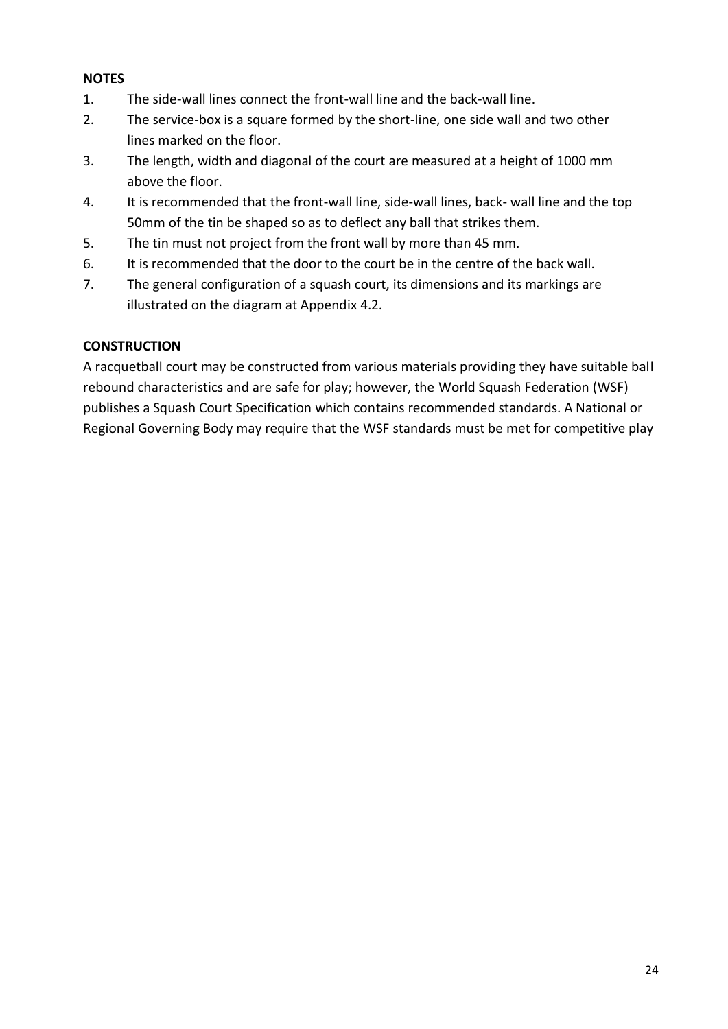**NOTES**

1. The side-wall lines connect the front-wall line and the back-wall line.
2. The service-box is a square formed by the short-line, one side wall and two other lines marked on the floor.
3. The length, width and diagonal of the court are measured at a height of 1000 mm above the floor.
4. It is recommended that the front-wall line, side-wall lines, back- wall line and the top 50mm of the tin be shaped so as to deflect any ball that strikes them.
5. The tin must not project from the front wall by more than 45 mm.
6. It is recommended that the door to the court be in the centre of the back wall.
7. The general configuration of a squash court, its dimensions and its markings are illustrated on the diagram at Appendix 4.2.

**CONSTRUCTION**

A racquetball court may be constructed from various materials providing they have suitable ball rebound characteristics and are safe for play; however, the World Squash Federation (WSF) publishes a Squash Court Specification which contains recommended standards. A National or Regional Governing Body may require that the WSF standards must be met for competitive play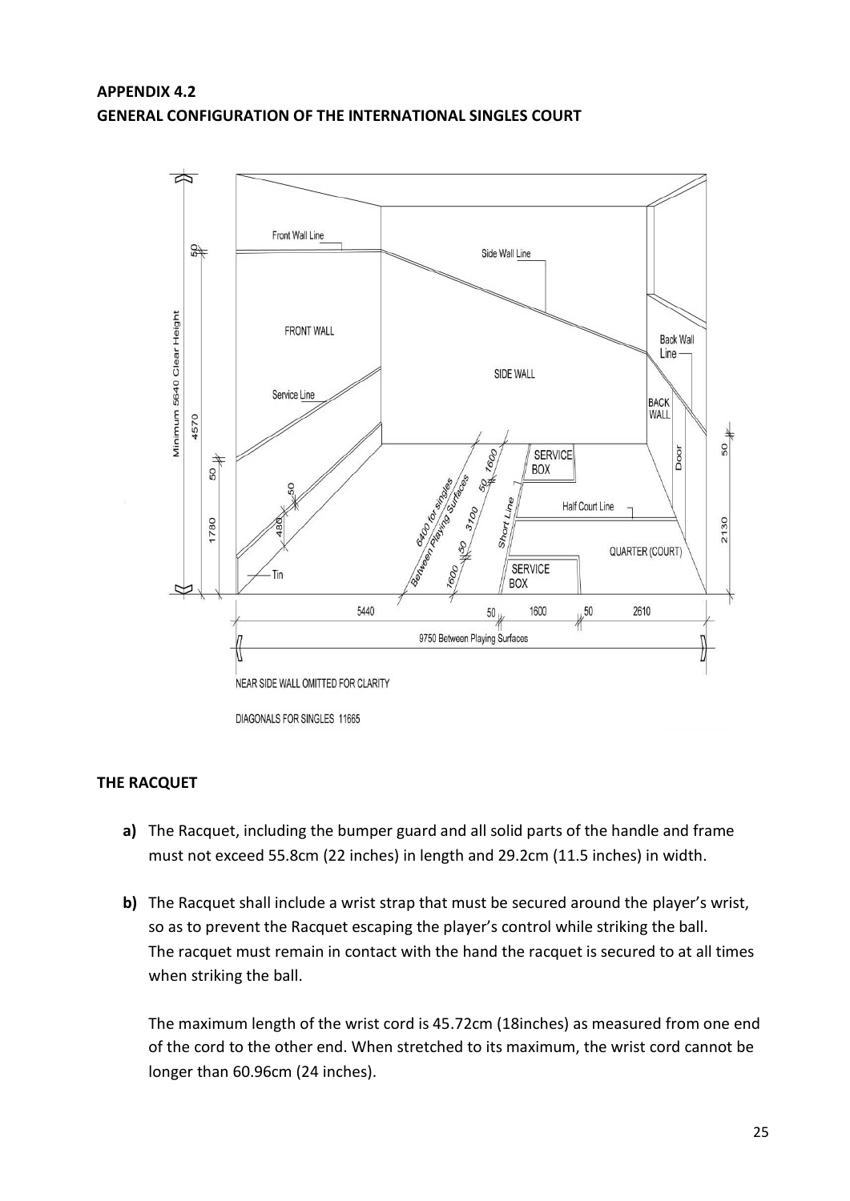## APPENDIX 4.2
## GENERAL CONFIGURATION OF THE INTERNATIONAL SINGLES COURT

Front Wall Line

Side Wall Line

FRONT WALL

SIDE WALL

Back Wall Line

BACK WALL

Service Line

SERVICE BOX

Half Court Line

Short Line

QUARTER (COURT)

Door

SERVICE BOX

Tin

Minimum 5640 Clear Height

4570

1780

480

50

2130

5440 | 50 | 1600 | 50 | 2610

9750 Between Playing Surfaces

6400 for singles Between Playing Surfaces

1600 | 50 | 3100 | 50 | 1600

NEAR SIDE WALL OMITTED FOR CLARITY

DIAGONALS FOR SINGLES 11665

### THE RACQUET

**a)** The Racquet, including the bumper guard and all solid parts of the handle and frame must not exceed 55.8cm (22 inches) in length and 29.2cm (11.5 inches) in width.

**b)** The Racquet shall include a wrist strap that must be secured around the player's wrist, so as to prevent the Racquet escaping the player's control while striking the ball. The racquet must remain in contact with the hand the racquet is secured to at all times when striking the ball.

The maximum length of the wrist cord is 45.72cm (18inches) as measured from one end of the cord to the other end. When stretched to its maximum, the wrist cord cannot be longer than 60.96cm (24 inches).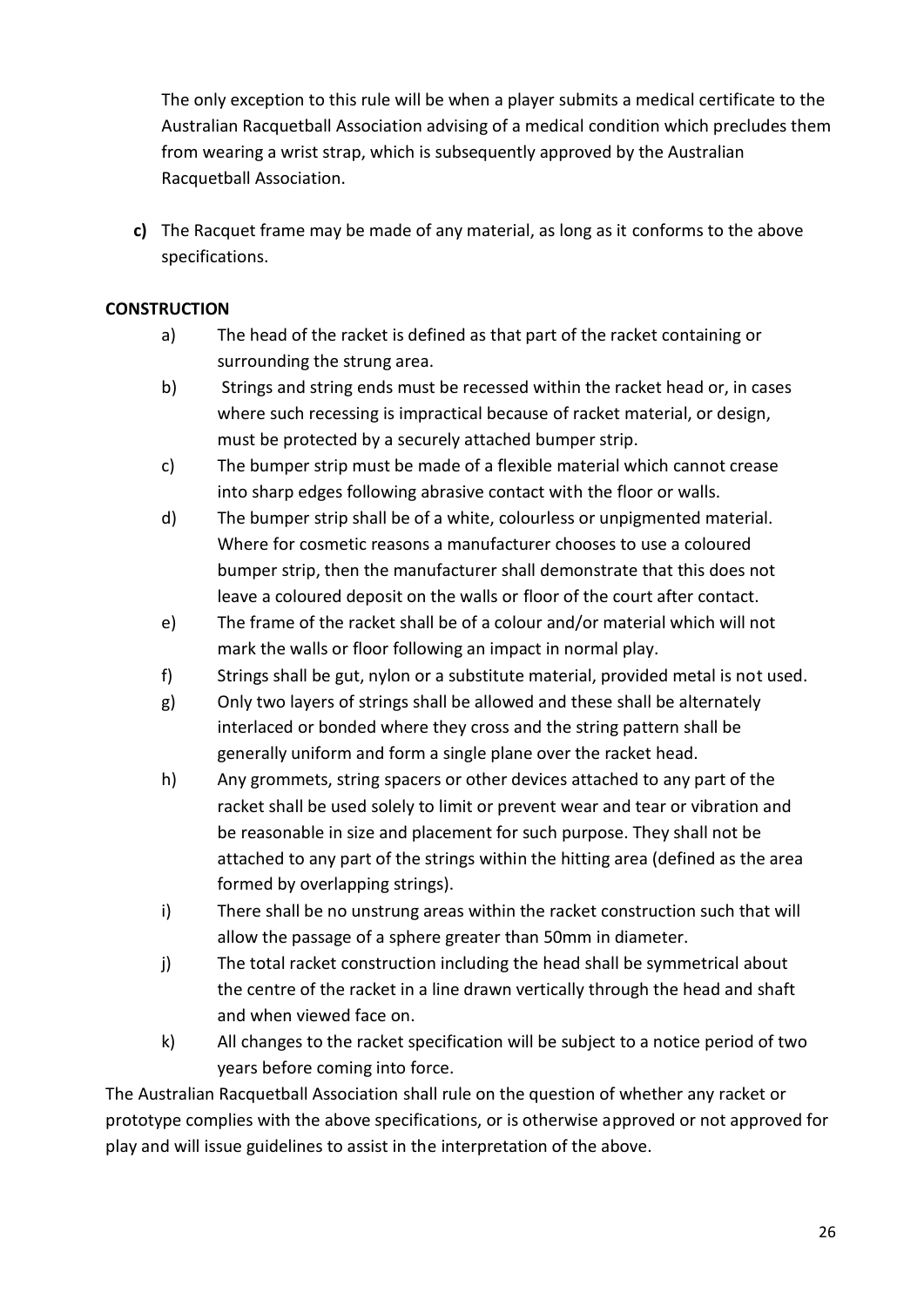The only exception to this rule will be when a player submits a medical certificate to the Australian Racquetball Association advising of a medical condition which precludes them from wearing a wrist strap, which is subsequently approved by the Australian Racquetball Association.

**c)** The Racquet frame may be made of any material, as long as it conforms to the above specifications.

**CONSTRUCTION**

a) The head of the racket is defined as that part of the racket containing or surrounding the strung area.

b) Strings and string ends must be recessed within the racket head or, in cases where such recessing is impractical because of racket material, or design, must be protected by a securely attached bumper strip.

c) The bumper strip must be made of a flexible material which cannot crease into sharp edges following abrasive contact with the floor or walls.

d) The bumper strip shall be of a white, colourless or unpigmented material. Where for cosmetic reasons a manufacturer chooses to use a coloured bumper strip, then the manufacturer shall demonstrate that this does not leave a coloured deposit on the walls or floor of the court after contact.

e) The frame of the racket shall be of a colour and/or material which will not mark the walls or floor following an impact in normal play.

f) Strings shall be gut, nylon or a substitute material, provided metal is not used.

g) Only two layers of strings shall be allowed and these shall be alternately interlaced or bonded where they cross and the string pattern shall be generally uniform and form a single plane over the racket head.

h) Any grommets, string spacers or other devices attached to any part of the racket shall be used solely to limit or prevent wear and tear or vibration and be reasonable in size and placement for such purpose. They shall not be attached to any part of the strings within the hitting area (defined as the area formed by overlapping strings).

i) There shall be no unstrung areas within the racket construction such that will allow the passage of a sphere greater than 50mm in diameter.

j) The total racket construction including the head shall be symmetrical about the centre of the racket in a line drawn vertically through the head and shaft and when viewed face on.

k) All changes to the racket specification will be subject to a notice period of two years before coming into force.

The Australian Racquetball Association shall rule on the question of whether any racket or prototype complies with the above specifications, or is otherwise approved or not approved for play and will issue guidelines to assist in the interpretation of the above.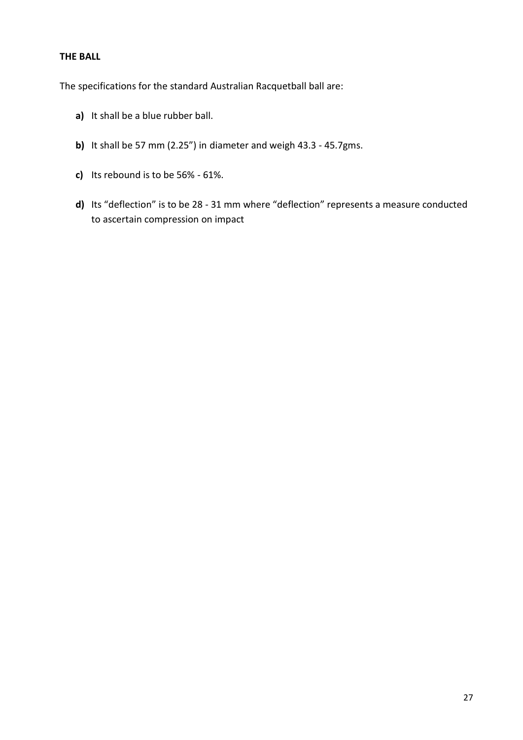**THE BALL**

The specifications for the standard Australian Racquetball ball are:

**a)** It shall be a blue rubber ball.

**b)** It shall be 57 mm (2.25") in diameter and weigh 43.3 - 45.7gms.

**c)** Its rebound is to be 56% - 61%.

**d)** Its "deflection" is to be 28 - 31 mm where "deflection" represents a measure conducted to ascertain compression on impact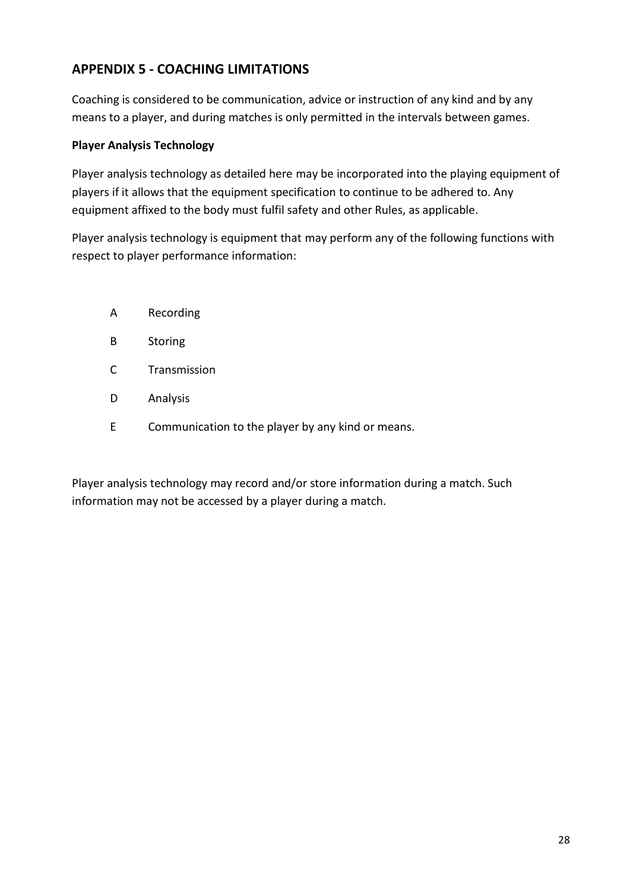## APPENDIX 5 - COACHING LIMITATIONS

Coaching is considered to be communication, advice or instruction of any kind and by any means to a player, and during matches is only permitted in the intervals between games.

**Player Analysis Technology**

Player analysis technology as detailed here may be incorporated into the playing equipment of players if it allows that the equipment specification to continue to be adhered to. Any equipment affixed to the body must fulfil safety and other Rules, as applicable.

Player analysis technology is equipment that may perform any of the following functions with respect to player performance information:

- A Recording
- B Storing
- C Transmission
- D Analysis
- E Communication to the player by any kind or means.

Player analysis technology may record and/or store information during a match. Such information may not be accessed by a player during a match.